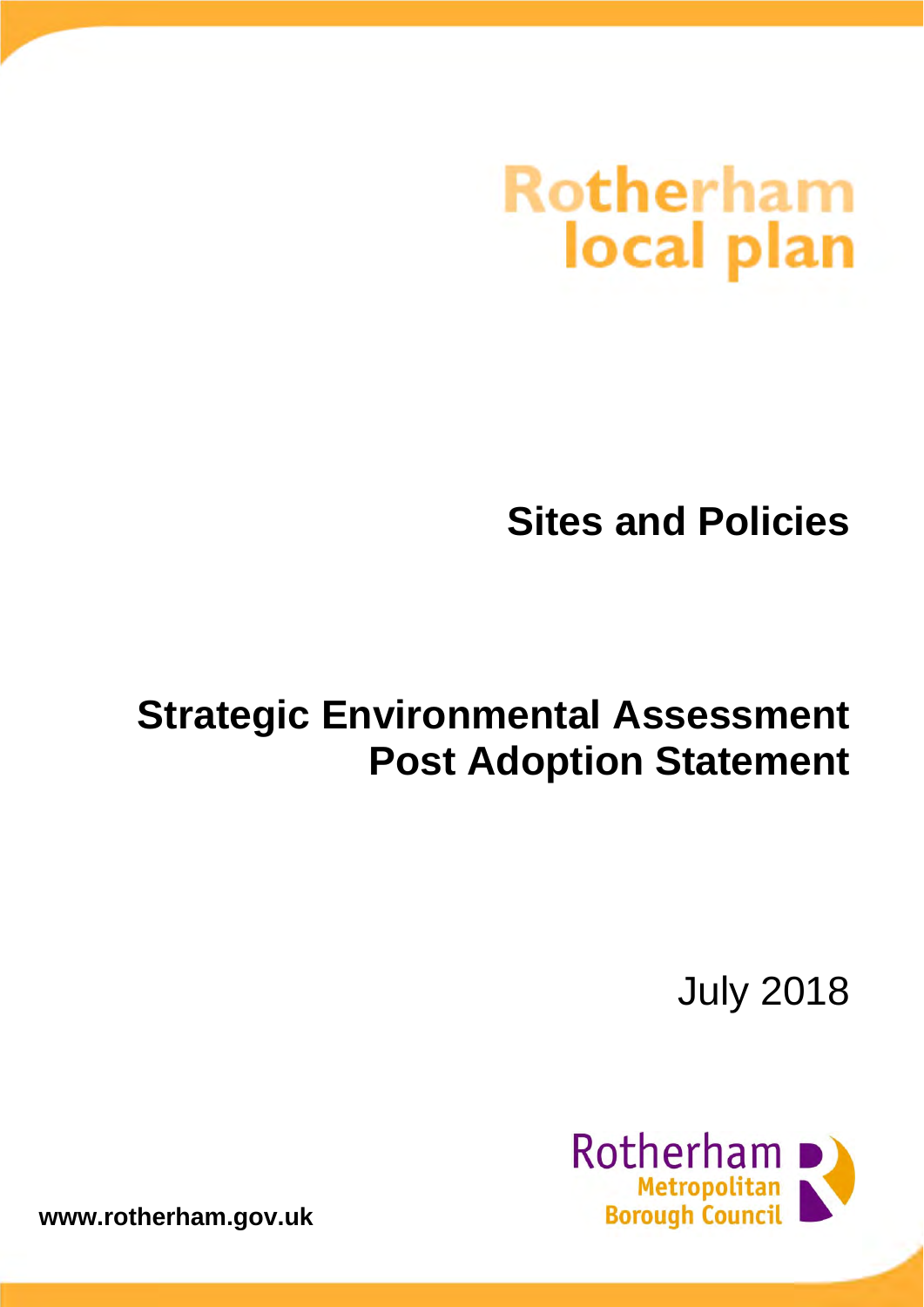Rotherham local plan

# Sites and Policies

# Strategic Environmental Assessment Post Adoption Statement

July 2018

Rotherham Metropolitan Borough Council

www.rotherham.gov.uk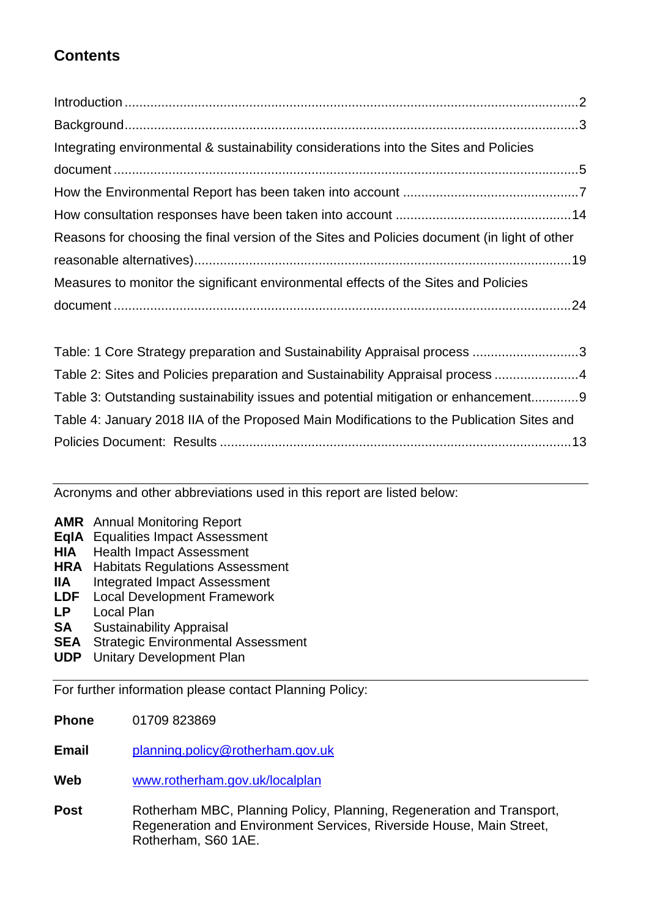## Contents

Introduction ... 2
Background ... 3
Integrating environmental & sustainability considerations into the Sites and Policies document ... 5
How the Environmental Report has been taken into account ... 7
How consultation responses have been taken into account ... 14
Reasons for choosing the final version of the Sites and Policies document (in light of other reasonable alternatives) ... 19
Measures to monitor the significant environmental effects of the Sites and Policies document ... 24

Table: 1 Core Strategy preparation and Sustainability Appraisal process ... 3
Table 2: Sites and Policies preparation and Sustainability Appraisal process ... 4
Table 3: Outstanding sustainability issues and potential mitigation or enhancement ... 9
Table 4: January 2018 IIA of the Proposed Main Modifications to the Publication Sites and Policies Document: Results ... 13

---

Acronyms and other abbreviations used in this report are listed below:

**AMR** Annual Monitoring Report
**EqIA** Equalities Impact Assessment
**HIA** Health Impact Assessment
**HRA** Habitats Regulations Assessment
**IIA** Integrated Impact Assessment
**LDF** Local Development Framework
**LP** Local Plan
**SA** Sustainability Appraisal
**SEA** Strategic Environmental Assessment
**UDP** Unitary Development Plan

---

For further information please contact Planning Policy:

**Phone** 01709 823869

**Email** planning.policy@rotherham.gov.uk

**Web** www.rotherham.gov.uk/localplan

**Post** Rotherham MBC, Planning Policy, Planning, Regeneration and Transport, Regeneration and Environment Services, Riverside House, Main Street, Rotherham, S60 1AE.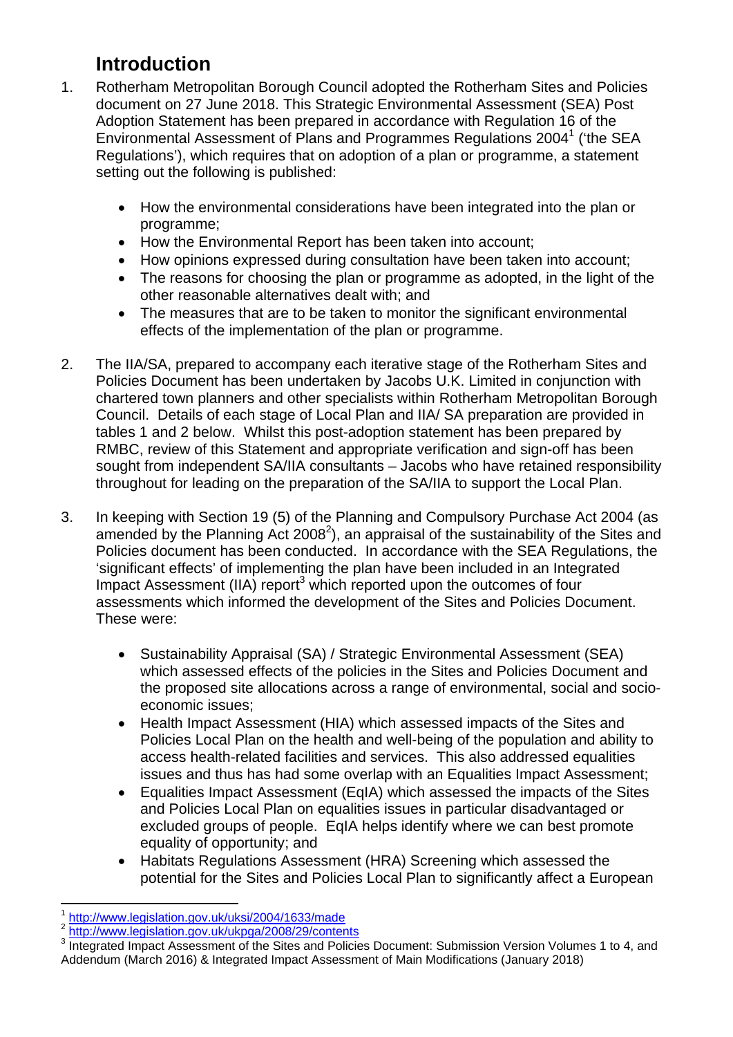## Introduction

1. Rotherham Metropolitan Borough Council adopted the Rotherham Sites and Policies document on 27 June 2018. This Strategic Environmental Assessment (SEA) Post Adoption Statement has been prepared in accordance with Regulation 16 of the Environmental Assessment of Plans and Programmes Regulations 2004[1] ('the SEA Regulations'), which requires that on adoption of a plan or programme, a statement setting out the following is published:

   - How the environmental considerations have been integrated into the plan or programme;
   - How the Environmental Report has been taken into account;
   - How opinions expressed during consultation have been taken into account;
   - The reasons for choosing the plan or programme as adopted, in the light of the other reasonable alternatives dealt with; and
   - The measures that are to be taken to monitor the significant environmental effects of the implementation of the plan or programme.

2. The IIA/SA, prepared to accompany each iterative stage of the Rotherham Sites and Policies Document has been undertaken by Jacobs U.K. Limited in conjunction with chartered town planners and other specialists within Rotherham Metropolitan Borough Council. Details of each stage of Local Plan and IIA/ SA preparation are provided in tables 1 and 2 below. Whilst this post-adoption statement has been prepared by RMBC, review of this Statement and appropriate verification and sign-off has been sought from independent SA/IIA consultants – Jacobs who have retained responsibility throughout for leading on the preparation of the SA/IIA to support the Local Plan.

3. In keeping with Section 19 (5) of the Planning and Compulsory Purchase Act 2004 (as amended by the Planning Act 2008[2]), an appraisal of the sustainability of the Sites and Policies document has been conducted. In accordance with the SEA Regulations, the 'significant effects' of implementing the plan have been included in an Integrated Impact Assessment (IIA) report[3] which reported upon the outcomes of four assessments which informed the development of the Sites and Policies Document. These were:

   - Sustainability Appraisal (SA) / Strategic Environmental Assessment (SEA) which assessed effects of the policies in the Sites and Policies Document and the proposed site allocations across a range of environmental, social and socio-economic issues;
   - Health Impact Assessment (HIA) which assessed impacts of the Sites and Policies Local Plan on the health and well-being of the population and ability to access health-related facilities and services. This also addressed equalities issues and thus has had some overlap with an Equalities Impact Assessment;
   - Equalities Impact Assessment (EqIA) which assessed the impacts of the Sites and Policies Local Plan on equalities issues in particular disadvantaged or excluded groups of people. EqIA helps identify where we can best promote equality of opportunity; and
   - Habitats Regulations Assessment (HRA) Screening which assessed the potential for the Sites and Policies Local Plan to significantly affect a European

---

[1] http://www.legislation.gov.uk/uksi/2004/1633/made

[2] http://www.legislation.gov.uk/ukpga/2008/29/contents

[3] Integrated Impact Assessment of the Sites and Policies Document: Submission Version Volumes 1 to 4, and Addendum (March 2016) & Integrated Impact Assessment of Main Modifications (January 2018)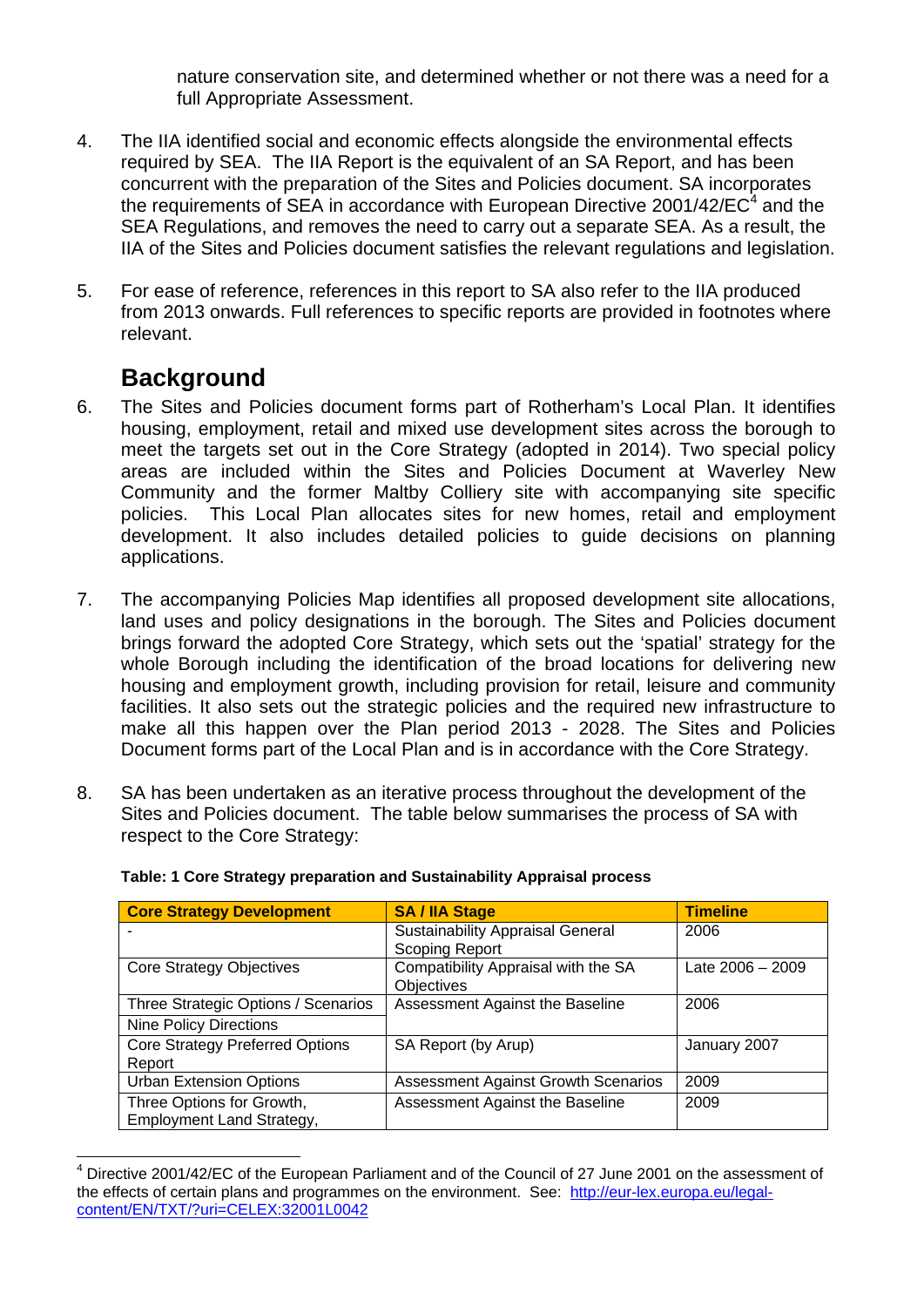nature conservation site, and determined whether or not there was a need for a full Appropriate Assessment.

4. The IIA identified social and economic effects alongside the environmental effects required by SEA. The IIA Report is the equivalent of an SA Report, and has been concurrent with the preparation of the Sites and Policies document. SA incorporates the requirements of SEA in accordance with European Directive 2001/42/EC[4] and the SEA Regulations, and removes the need to carry out a separate SEA. As a result, the IIA of the Sites and Policies document satisfies the relevant regulations and legislation.

5. For ease of reference, references in this report to SA also refer to the IIA produced from 2013 onwards. Full references to specific reports are provided in footnotes where relevant.

## Background

6. The Sites and Policies document forms part of Rotherham's Local Plan. It identifies housing, employment, retail and mixed use development sites across the borough to meet the targets set out in the Core Strategy (adopted in 2014). Two special policy areas are included within the Sites and Policies Document at Waverley New Community and the former Maltby Colliery site with accompanying site specific policies. This Local Plan allocates sites for new homes, retail and employment development. It also includes detailed policies to guide decisions on planning applications.

7. The accompanying Policies Map identifies all proposed development site allocations, land uses and policy designations in the borough. The Sites and Policies document brings forward the adopted Core Strategy, which sets out the 'spatial' strategy for the whole Borough including the identification of the broad locations for delivering new housing and employment growth, including provision for retail, leisure and community facilities. It also sets out the strategic policies and the required new infrastructure to make all this happen over the Plan period 2013 - 2028. The Sites and Policies Document forms part of the Local Plan and is in accordance with the Core Strategy.

8. SA has been undertaken as an iterative process throughout the development of the Sites and Policies document. The table below summarises the process of SA with respect to the Core Strategy:

**Table: 1 Core Strategy preparation and Sustainability Appraisal process**

| Core Strategy Development | SA / IIA Stage | Timeline |
|---|---|---|
| - | Sustainability Appraisal General Scoping Report | 2006 |
| Core Strategy Objectives | Compatibility Appraisal with the SA Objectives | Late 2006 – 2009 |
| Three Strategic Options / Scenarios<br>Nine Policy Directions | Assessment Against the Baseline | 2006 |
| Core Strategy Preferred Options Report | SA Report (by Arup) | January 2007 |
| Urban Extension Options | Assessment Against Growth Scenarios | 2009 |
| Three Options for Growth, Employment Land Strategy, | Assessment Against the Baseline | 2009 |

[4] Directive 2001/42/EC of the European Parliament and of the Council of 27 June 2001 on the assessment of the effects of certain plans and programmes on the environment. See: http://eur-lex.europa.eu/legal-content/EN/TXT/?uri=CELEX:32001L0042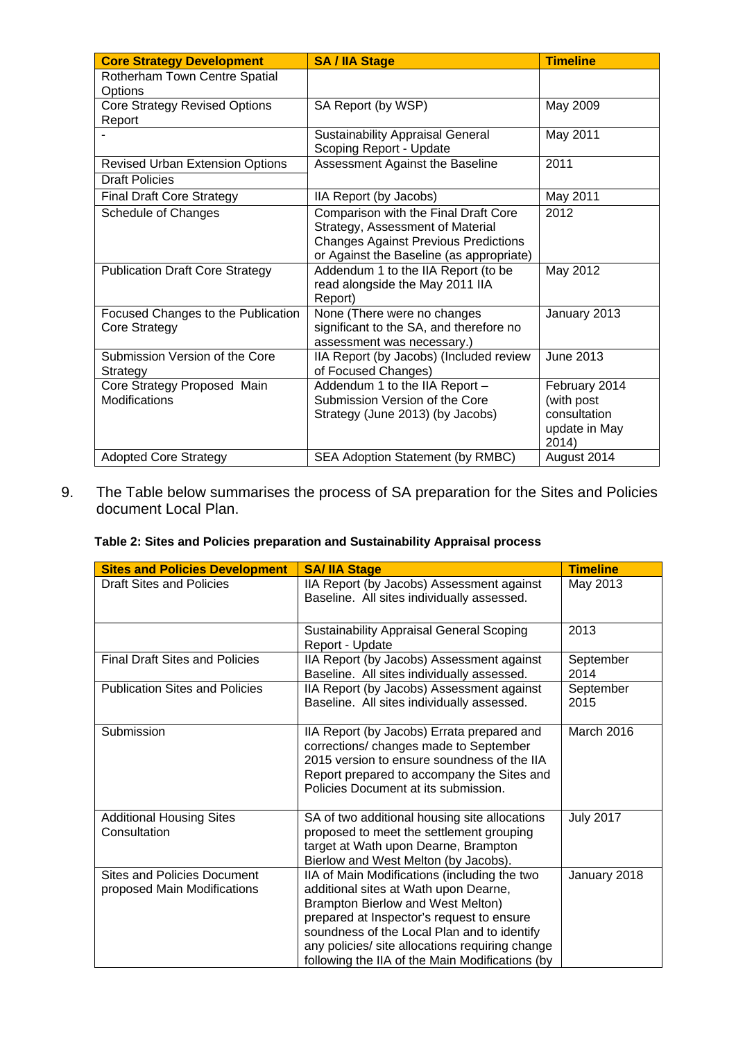| Core Strategy Development | SA / IIA Stage | Timeline |
|---|---|---|
| Rotherham Town Centre Spatial Options | | |
| Core Strategy Revised Options Report | SA Report (by WSP) | May 2009 |
| - | Sustainability Appraisal General Scoping Report - Update | May 2011 |
| Revised Urban Extension Options | Assessment Against the Baseline | 2011 |
| Draft Policies | | |
| Final Draft Core Strategy | IIA Report (by Jacobs) | May 2011 |
| Schedule of Changes | Comparison with the Final Draft Core Strategy, Assessment of Material Changes Against Previous Predictions or Against the Baseline (as appropriate) | 2012 |
| Publication Draft Core Strategy | Addendum 1 to the IIA Report (to be read alongside the May 2011 IIA Report) | May 2012 |
| Focused Changes to the Publication Core Strategy | None (There were no changes significant to the SA, and therefore no assessment was necessary.) | January 2013 |
| Submission Version of the Core Strategy | IIA Report (by Jacobs) (Included review of Focused Changes) | June 2013 |
| Core Strategy Proposed Main Modifications | Addendum 1 to the IIA Report – Submission Version of the Core Strategy (June 2013) (by Jacobs) | February 2014 (with post consultation update in May 2014) |
| Adopted Core Strategy | SEA Adoption Statement (by RMBC) | August 2014 |

9. The Table below summarises the process of SA preparation for the Sites and Policies document Local Plan.

**Table 2: Sites and Policies preparation and Sustainability Appraisal process**

| Sites and Policies Development | SA/ IIA Stage | Timeline |
|---|---|---|
| Draft Sites and Policies | IIA Report (by Jacobs) Assessment against Baseline. All sites individually assessed. | May 2013 |
| | Sustainability Appraisal General Scoping Report - Update | 2013 |
| Final Draft Sites and Policies | IIA Report (by Jacobs) Assessment against Baseline. All sites individually assessed. | September 2014 |
| Publication Sites and Policies | IIA Report (by Jacobs) Assessment against Baseline. All sites individually assessed. | September 2015 |
| Submission | IIA Report (by Jacobs) Errata prepared and corrections/ changes made to September 2015 version to ensure soundness of the IIA Report prepared to accompany the Sites and Policies Document at its submission. | March 2016 |
| Additional Housing Sites Consultation | SA of two additional housing site allocations proposed to meet the settlement grouping target at Wath upon Dearne, Brampton Bierlow and West Melton (by Jacobs). | July 2017 |
| Sites and Policies Document proposed Main Modifications | IIA of Main Modifications (including the two additional sites at Wath upon Dearne, Brampton Bierlow and West Melton) prepared at Inspector's request to ensure soundness of the Local Plan and to identify any policies/ site allocations requiring change following the IIA of the Main Modifications (by | January 2018 |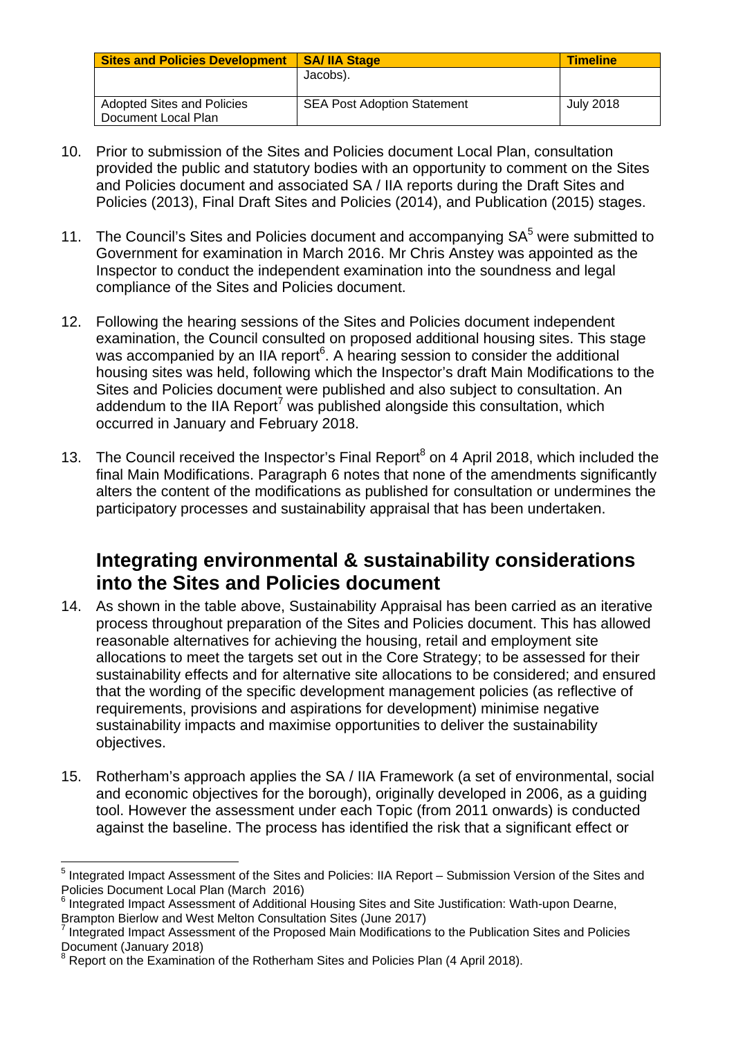| Sites and Policies Development | SA/ IIA Stage | Timeline |
|---|---|---|
| | Jacobs). | |
| Adopted Sites and Policies Document Local Plan | SEA Post Adoption Statement | July 2018 |

10. Prior to submission of the Sites and Policies document Local Plan, consultation provided the public and statutory bodies with an opportunity to comment on the Sites and Policies document and associated SA / IIA reports during the Draft Sites and Policies (2013), Final Draft Sites and Policies (2014), and Publication (2015) stages.

11. The Council's Sites and Policies document and accompanying SA[5] were submitted to Government for examination in March 2016. Mr Chris Anstey was appointed as the Inspector to conduct the independent examination into the soundness and legal compliance of the Sites and Policies document.

12. Following the hearing sessions of the Sites and Policies document independent examination, the Council consulted on proposed additional housing sites. This stage was accompanied by an IIA report[6]. A hearing session to consider the additional housing sites was held, following which the Inspector's draft Main Modifications to the Sites and Policies document were published and also subject to consultation. An addendum to the IIA Report[7] was published alongside this consultation, which occurred in January and February 2018.

13. The Council received the Inspector's Final Report[8] on 4 April 2018, which included the final Main Modifications. Paragraph 6 notes that none of the amendments significantly alters the content of the modifications as published for consultation or undermines the participatory processes and sustainability appraisal that has been undertaken.

## Integrating environmental & sustainability considerations into the Sites and Policies document

14. As shown in the table above, Sustainability Appraisal has been carried as an iterative process throughout preparation of the Sites and Policies document. This has allowed reasonable alternatives for achieving the housing, retail and employment site allocations to meet the targets set out in the Core Strategy; to be assessed for their sustainability effects and for alternative site allocations to be considered; and ensured that the wording of the specific development management policies (as reflective of requirements, provisions and aspirations for development) minimise negative sustainability impacts and maximise opportunities to deliver the sustainability objectives.

15. Rotherham's approach applies the SA / IIA Framework (a set of environmental, social and economic objectives for the borough), originally developed in 2006, as a guiding tool. However the assessment under each Topic (from 2011 onwards) is conducted against the baseline. The process has identified the risk that a significant effect or

[5] Integrated Impact Assessment of the Sites and Policies: IIA Report – Submission Version of the Sites and Policies Document Local Plan (March 2016)

[6] Integrated Impact Assessment of Additional Housing Sites and Site Justification: Wath-upon Dearne, Brampton Bierlow and West Melton Consultation Sites (June 2017)

[7] Integrated Impact Assessment of the Proposed Main Modifications to the Publication Sites and Policies Document (January 2018)

[8] Report on the Examination of the Rotherham Sites and Policies Plan (4 April 2018).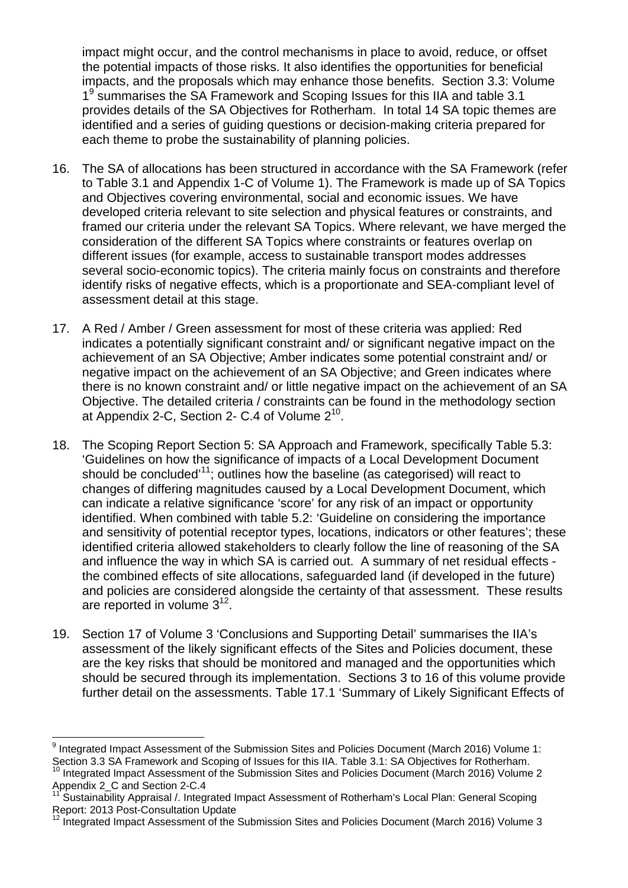impact might occur, and the control mechanisms in place to avoid, reduce, or offset the potential impacts of those risks. It also identifies the opportunities for beneficial impacts, and the proposals which may enhance those benefits. Section 3.3: Volume 1[9] summarises the SA Framework and Scoping Issues for this IIA and table 3.1 provides details of the SA Objectives for Rotherham. In total 14 SA topic themes are identified and a series of guiding questions or decision-making criteria prepared for each theme to probe the sustainability of planning policies.

16. The SA of allocations has been structured in accordance with the SA Framework (refer to Table 3.1 and Appendix 1-C of Volume 1). The Framework is made up of SA Topics and Objectives covering environmental, social and economic issues. We have developed criteria relevant to site selection and physical features or constraints, and framed our criteria under the relevant SA Topics. Where relevant, we have merged the consideration of the different SA Topics where constraints or features overlap on different issues (for example, access to sustainable transport modes addresses several socio-economic topics). The criteria mainly focus on constraints and therefore identify risks of negative effects, which is a proportionate and SEA-compliant level of assessment detail at this stage.

17. A Red / Amber / Green assessment for most of these criteria was applied: Red indicates a potentially significant constraint and/ or significant negative impact on the achievement of an SA Objective; Amber indicates some potential constraint and/ or negative impact on the achievement of an SA Objective; and Green indicates where there is no known constraint and/ or little negative impact on the achievement of an SA Objective. The detailed criteria / constraints can be found in the methodology section at Appendix 2-C, Section 2- C.4 of Volume 2[10].

18. The Scoping Report Section 5: SA Approach and Framework, specifically Table 5.3: 'Guidelines on how the significance of impacts of a Local Development Document should be concluded'[11]; outlines how the baseline (as categorised) will react to changes of differing magnitudes caused by a Local Development Document, which can indicate a relative significance 'score' for any risk of an impact or opportunity identified. When combined with table 5.2: 'Guideline on considering the importance and sensitivity of potential receptor types, locations, indicators or other features'; these identified criteria allowed stakeholders to clearly follow the line of reasoning of the SA and influence the way in which SA is carried out. A summary of net residual effects - the combined effects of site allocations, safeguarded land (if developed in the future) and policies are considered alongside the certainty of that assessment. These results are reported in volume 3[12].

19. Section 17 of Volume 3 'Conclusions and Supporting Detail' summarises the IIA's assessment of the likely significant effects of the Sites and Policies document, these are the key risks that should be monitored and managed and the opportunities which should be secured through its implementation. Sections 3 to 16 of this volume provide further detail on the assessments. Table 17.1 'Summary of Likely Significant Effects of

---

[9] Integrated Impact Assessment of the Submission Sites and Policies Document (March 2016) Volume 1: Section 3.3 SA Framework and Scoping of Issues for this IIA. Table 3.1: SA Objectives for Rotherham.

[10] Integrated Impact Assessment of the Submission Sites and Policies Document (March 2016) Volume 2 Appendix 2_C and Section 2-C.4

[11] Sustainability Appraisal /. Integrated Impact Assessment of Rotherham's Local Plan: General Scoping Report: 2013 Post-Consultation Update

[12] Integrated Impact Assessment of the Submission Sites and Policies Document (March 2016) Volume 3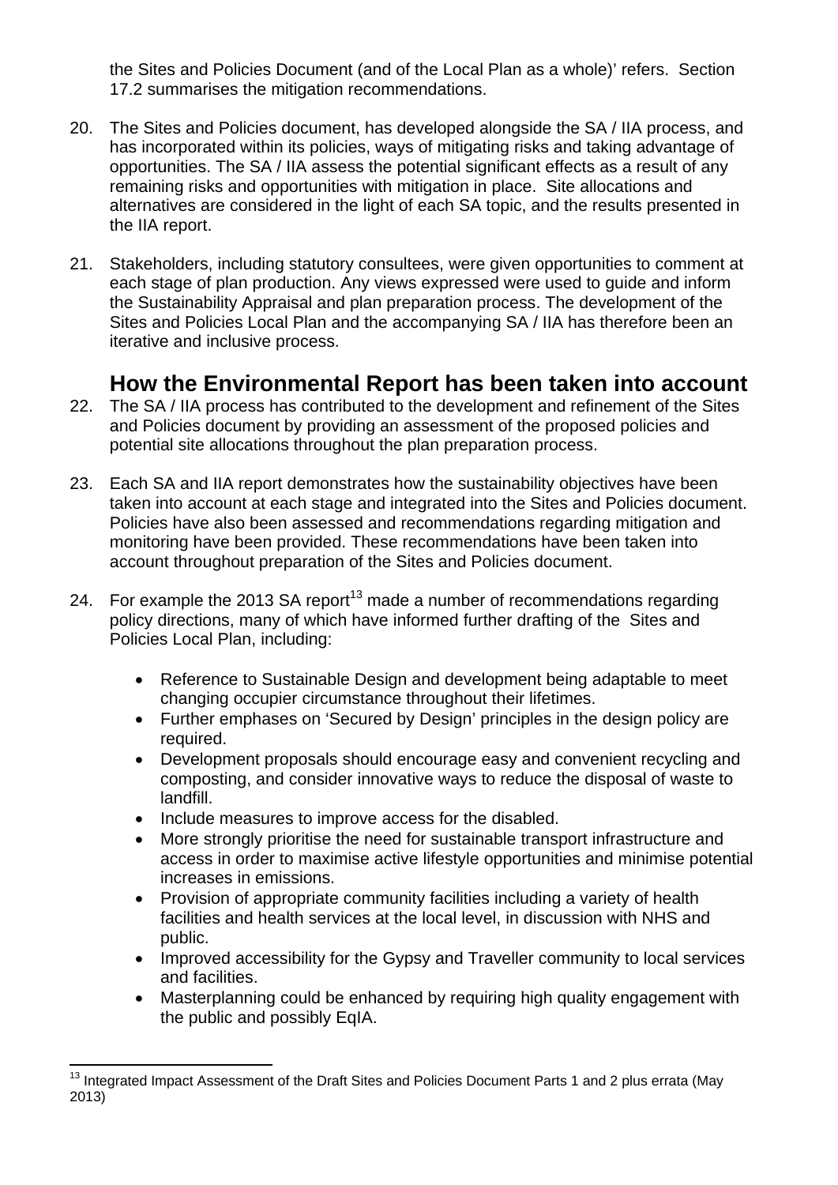the Sites and Policies Document (and of the Local Plan as a whole)' refers. Section 17.2 summarises the mitigation recommendations.

20. The Sites and Policies document, has developed alongside the SA / IIA process, and has incorporated within its policies, ways of mitigating risks and taking advantage of opportunities. The SA / IIA assess the potential significant effects as a result of any remaining risks and opportunities with mitigation in place. Site allocations and alternatives are considered in the light of each SA topic, and the results presented in the IIA report.

21. Stakeholders, including statutory consultees, were given opportunities to comment at each stage of plan production. Any views expressed were used to guide and inform the Sustainability Appraisal and plan preparation process. The development of the Sites and Policies Local Plan and the accompanying SA / IIA has therefore been an iterative and inclusive process.

## How the Environmental Report has been taken into account

22. The SA / IIA process has contributed to the development and refinement of the Sites and Policies document by providing an assessment of the proposed policies and potential site allocations throughout the plan preparation process.

23. Each SA and IIA report demonstrates how the sustainability objectives have been taken into account at each stage and integrated into the Sites and Policies document. Policies have also been assessed and recommendations regarding mitigation and monitoring have been provided. These recommendations have been taken into account throughout preparation of the Sites and Policies document.

24. For example the 2013 SA report[13] made a number of recommendations regarding policy directions, many of which have informed further drafting of the Sites and Policies Local Plan, including:

    - Reference to Sustainable Design and development being adaptable to meet changing occupier circumstance throughout their lifetimes.
    - Further emphases on 'Secured by Design' principles in the design policy are required.
    - Development proposals should encourage easy and convenient recycling and composting, and consider innovative ways to reduce the disposal of waste to landfill.
    - Include measures to improve access for the disabled.
    - More strongly prioritise the need for sustainable transport infrastructure and access in order to maximise active lifestyle opportunities and minimise potential increases in emissions.
    - Provision of appropriate community facilities including a variety of health facilities and health services at the local level, in discussion with NHS and public.
    - Improved accessibility for the Gypsy and Traveller community to local services and facilities.
    - Masterplanning could be enhanced by requiring high quality engagement with the public and possibly EqIA.

[13] Integrated Impact Assessment of the Draft Sites and Policies Document Parts 1 and 2 plus errata (May 2013)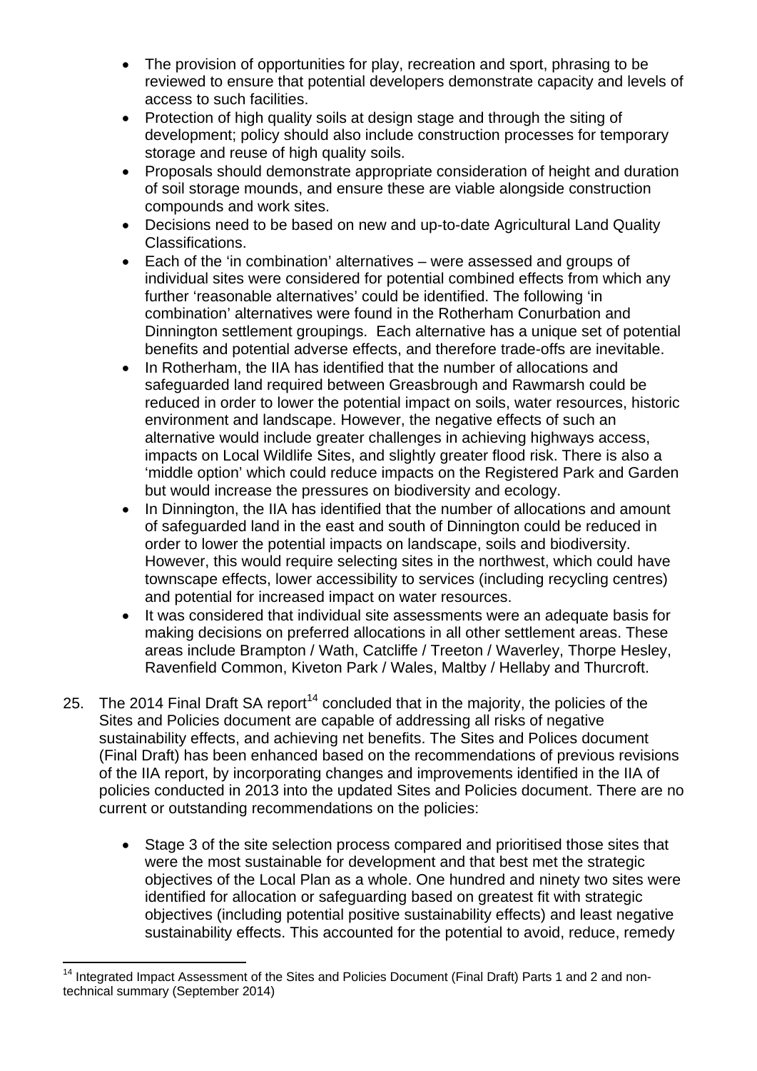- The provision of opportunities for play, recreation and sport, phrasing to be reviewed to ensure that potential developers demonstrate capacity and levels of access to such facilities.
- Protection of high quality soils at design stage and through the siting of development; policy should also include construction processes for temporary storage and reuse of high quality soils.
- Proposals should demonstrate appropriate consideration of height and duration of soil storage mounds, and ensure these are viable alongside construction compounds and work sites.
- Decisions need to be based on new and up-to-date Agricultural Land Quality Classifications.
- Each of the 'in combination' alternatives – were assessed and groups of individual sites were considered for potential combined effects from which any further 'reasonable alternatives' could be identified. The following 'in combination' alternatives were found in the Rotherham Conurbation and Dinnington settlement groupings. Each alternative has a unique set of potential benefits and potential adverse effects, and therefore trade-offs are inevitable.
- In Rotherham, the IIA has identified that the number of allocations and safeguarded land required between Greasbrough and Rawmarsh could be reduced in order to lower the potential impact on soils, water resources, historic environment and landscape. However, the negative effects of such an alternative would include greater challenges in achieving highways access, impacts on Local Wildlife Sites, and slightly greater flood risk. There is also a 'middle option' which could reduce impacts on the Registered Park and Garden but would increase the pressures on biodiversity and ecology.
- In Dinnington, the IIA has identified that the number of allocations and amount of safeguarded land in the east and south of Dinnington could be reduced in order to lower the potential impacts on landscape, soils and biodiversity. However, this would require selecting sites in the northwest, which could have townscape effects, lower accessibility to services (including recycling centres) and potential for increased impact on water resources.
- It was considered that individual site assessments were an adequate basis for making decisions on preferred allocations in all other settlement areas. These areas include Brampton / Wath, Catcliffe / Treeton / Waverley, Thorpe Hesley, Ravenfield Common, Kiveton Park / Wales, Maltby / Hellaby and Thurcroft.

25. The 2014 Final Draft SA report[14] concluded that in the majority, the policies of the Sites and Policies document are capable of addressing all risks of negative sustainability effects, and achieving net benefits. The Sites and Polices document (Final Draft) has been enhanced based on the recommendations of previous revisions of the IIA report, by incorporating changes and improvements identified in the IIA of policies conducted in 2013 into the updated Sites and Policies document. There are no current or outstanding recommendations on the policies:

    - Stage 3 of the site selection process compared and prioritised those sites that were the most sustainable for development and that best met the strategic objectives of the Local Plan as a whole. One hundred and ninety two sites were identified for allocation or safeguarding based on greatest fit with strategic objectives (including potential positive sustainability effects) and least negative sustainability effects. This accounted for the potential to avoid, reduce, remedy

[14] Integrated Impact Assessment of the Sites and Policies Document (Final Draft) Parts 1 and 2 and non-technical summary (September 2014)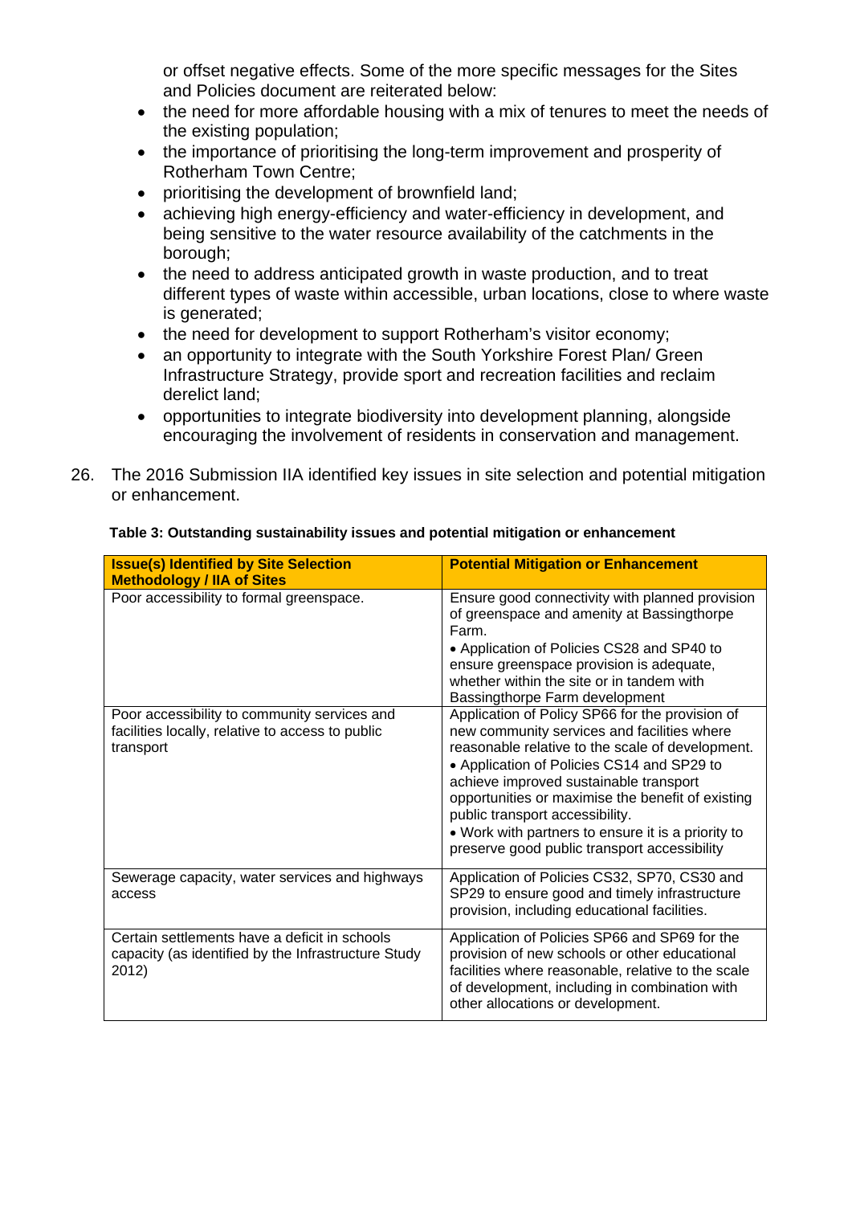or offset negative effects. Some of the more specific messages for the Sites and Policies document are reiterated below:

- the need for more affordable housing with a mix of tenures to meet the needs of the existing population;
- the importance of prioritising the long-term improvement and prosperity of Rotherham Town Centre;
- prioritising the development of brownfield land;
- achieving high energy-efficiency and water-efficiency in development, and being sensitive to the water resource availability of the catchments in the borough;
- the need to address anticipated growth in waste production, and to treat different types of waste within accessible, urban locations, close to where waste is generated;
- the need for development to support Rotherham's visitor economy;
- an opportunity to integrate with the South Yorkshire Forest Plan/ Green Infrastructure Strategy, provide sport and recreation facilities and reclaim derelict land;
- opportunities to integrate biodiversity into development planning, alongside encouraging the involvement of residents in conservation and management.

26. The 2016 Submission IIA identified key issues in site selection and potential mitigation or enhancement.

**Table 3: Outstanding sustainability issues and potential mitigation or enhancement**

| Issue(s) Identified by Site Selection Methodology / IIA of Sites | Potential Mitigation or Enhancement |
|---|---|
| Poor accessibility to formal greenspace. | Ensure good connectivity with planned provision of greenspace and amenity at Bassingthorpe Farm.<br>• Application of Policies CS28 and SP40 to ensure greenspace provision is adequate, whether within the site or in tandem with Bassingthorpe Farm development |
| Poor accessibility to community services and facilities locally, relative to access to public transport | Application of Policy SP66 for the provision of new community services and facilities where reasonable relative to the scale of development.<br>• Application of Policies CS14 and SP29 to achieve improved sustainable transport opportunities or maximise the benefit of existing public transport accessibility.<br>• Work with partners to ensure it is a priority to preserve good public transport accessibility |
| Sewerage capacity, water services and highways access | Application of Policies CS32, SP70, CS30 and SP29 to ensure good and timely infrastructure provision, including educational facilities. |
| Certain settlements have a deficit in schools capacity (as identified by the Infrastructure Study 2012) | Application of Policies SP66 and SP69 for the provision of new schools or other educational facilities where reasonable, relative to the scale of development, including in combination with other allocations or development. |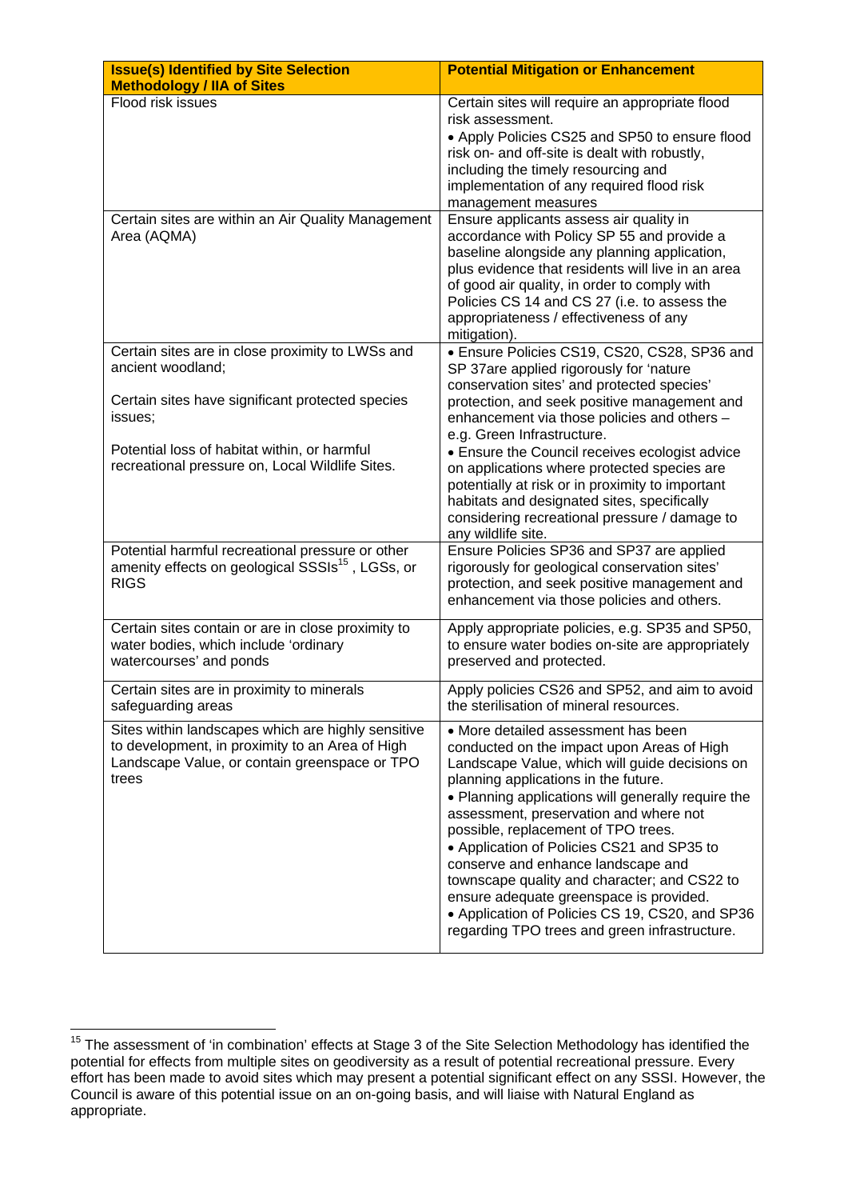| Issue(s) Identified by Site Selection Methodology / IIA of Sites | Potential Mitigation or Enhancement |
|---|---|
| Flood risk issues | Certain sites will require an appropriate flood risk assessment.<br>• Apply Policies CS25 and SP50 to ensure flood risk on- and off-site is dealt with robustly, including the timely resourcing and implementation of any required flood risk management measures |
| Certain sites are within an Air Quality Management Area (AQMA) | Ensure applicants assess air quality in accordance with Policy SP 55 and provide a baseline alongside any planning application, plus evidence that residents will live in an area of good air quality, in order to comply with Policies CS 14 and CS 27 (i.e. to assess the appropriateness / effectiveness of any mitigation). |
| Certain sites are in close proximity to LWSs and ancient woodland;<br><br>Certain sites have significant protected species issues;<br><br>Potential loss of habitat within, or harmful recreational pressure on, Local Wildlife Sites. | • Ensure Policies CS19, CS20, CS28, SP36 and SP 37are applied rigorously for 'nature conservation sites' and protected species' protection, and seek positive management and enhancement via those policies and others – e.g. Green Infrastructure.<br>• Ensure the Council receives ecologist advice on applications where protected species are potentially at risk or in proximity to important habitats and designated sites, specifically considering recreational pressure / damage to any wildlife site. |
| Potential harmful recreational pressure or other amenity effects on geological SSSIs[15] , LGSs, or RIGS | Ensure Policies SP36 and SP37 are applied rigorously for geological conservation sites' protection, and seek positive management and enhancement via those policies and others. |
| Certain sites contain or are in close proximity to water bodies, which include 'ordinary watercourses' and ponds | Apply appropriate policies, e.g. SP35 and SP50, to ensure water bodies on-site are appropriately preserved and protected. |
| Certain sites are in proximity to minerals safeguarding areas | Apply policies CS26 and SP52, and aim to avoid the sterilisation of mineral resources. |
| Sites within landscapes which are highly sensitive to development, in proximity to an Area of High Landscape Value, or contain greenspace or TPO trees | • More detailed assessment has been conducted on the impact upon Areas of High Landscape Value, which will guide decisions on planning applications in the future.<br>• Planning applications will generally require the assessment, preservation and where not possible, replacement of TPO trees.<br>• Application of Policies CS21 and SP35 to conserve and enhance landscape and townscape quality and character; and CS22 to ensure adequate greenspace is provided.<br>• Application of Policies CS 19, CS20, and SP36 regarding TPO trees and green infrastructure. |

[15] The assessment of 'in combination' effects at Stage 3 of the Site Selection Methodology has identified the potential for effects from multiple sites on geodiversity as a result of potential recreational pressure. Every effort has been made to avoid sites which may present a potential significant effect on any SSSI. However, the Council is aware of this potential issue on an on-going basis, and will liaise with Natural England as appropriate.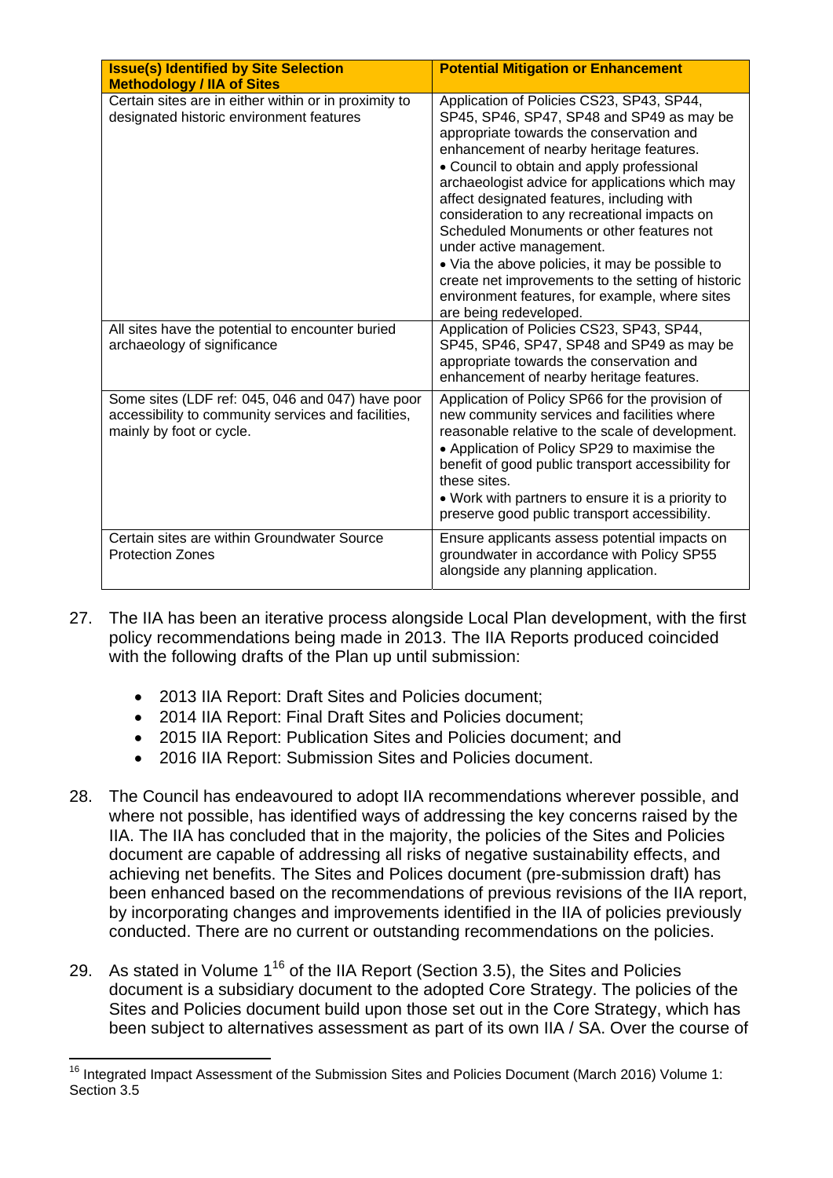| Issue(s) Identified by Site Selection Methodology / IIA of Sites | Potential Mitigation or Enhancement |
|---|---|
| Certain sites are in either within or in proximity to designated historic environment features | Application of Policies CS23, SP43, SP44, SP45, SP46, SP47, SP48 and SP49 as may be appropriate towards the conservation and enhancement of nearby heritage features. • Council to obtain and apply professional archaeologist advice for applications which may affect designated features, including with consideration to any recreational impacts on Scheduled Monuments or other features not under active management. • Via the above policies, it may be possible to create net improvements to the setting of historic environment features, for example, where sites are being redeveloped. |
| All sites have the potential to encounter buried archaeology of significance | Application of Policies CS23, SP43, SP44, SP45, SP46, SP47, SP48 and SP49 as may be appropriate towards the conservation and enhancement of nearby heritage features. |
| Some sites (LDF ref: 045, 046 and 047) have poor accessibility to community services and facilities, mainly by foot or cycle. | Application of Policy SP66 for the provision of new community services and facilities where reasonable relative to the scale of development. • Application of Policy SP29 to maximise the benefit of good public transport accessibility for these sites. • Work with partners to ensure it is a priority to preserve good public transport accessibility. |
| Certain sites are within Groundwater Source Protection Zones | Ensure applicants assess potential impacts on groundwater in accordance with Policy SP55 alongside any planning application. |

27. The IIA has been an iterative process alongside Local Plan development, with the first policy recommendations being made in 2013. The IIA Reports produced coincided with the following drafts of the Plan up until submission:

    - 2013 IIA Report: Draft Sites and Policies document;
    - 2014 IIA Report: Final Draft Sites and Policies document;
    - 2015 IIA Report: Publication Sites and Policies document; and
    - 2016 IIA Report: Submission Sites and Policies document.

28. The Council has endeavoured to adopt IIA recommendations wherever possible, and where not possible, has identified ways of addressing the key concerns raised by the IIA. The IIA has concluded that in the majority, the policies of the Sites and Policies document are capable of addressing all risks of negative sustainability effects, and achieving net benefits. The Sites and Polices document (pre-submission draft) has been enhanced based on the recommendations of previous revisions of the IIA report, by incorporating changes and improvements identified in the IIA of policies previously conducted. There are no current or outstanding recommendations on the policies.

29. As stated in Volume 1[16] of the IIA Report (Section 3.5), the Sites and Policies document is a subsidiary document to the adopted Core Strategy. The policies of the Sites and Policies document build upon those set out in the Core Strategy, which has been subject to alternatives assessment as part of its own IIA / SA. Over the course of

---

[16] Integrated Impact Assessment of the Submission Sites and Policies Document (March 2016) Volume 1: Section 3.5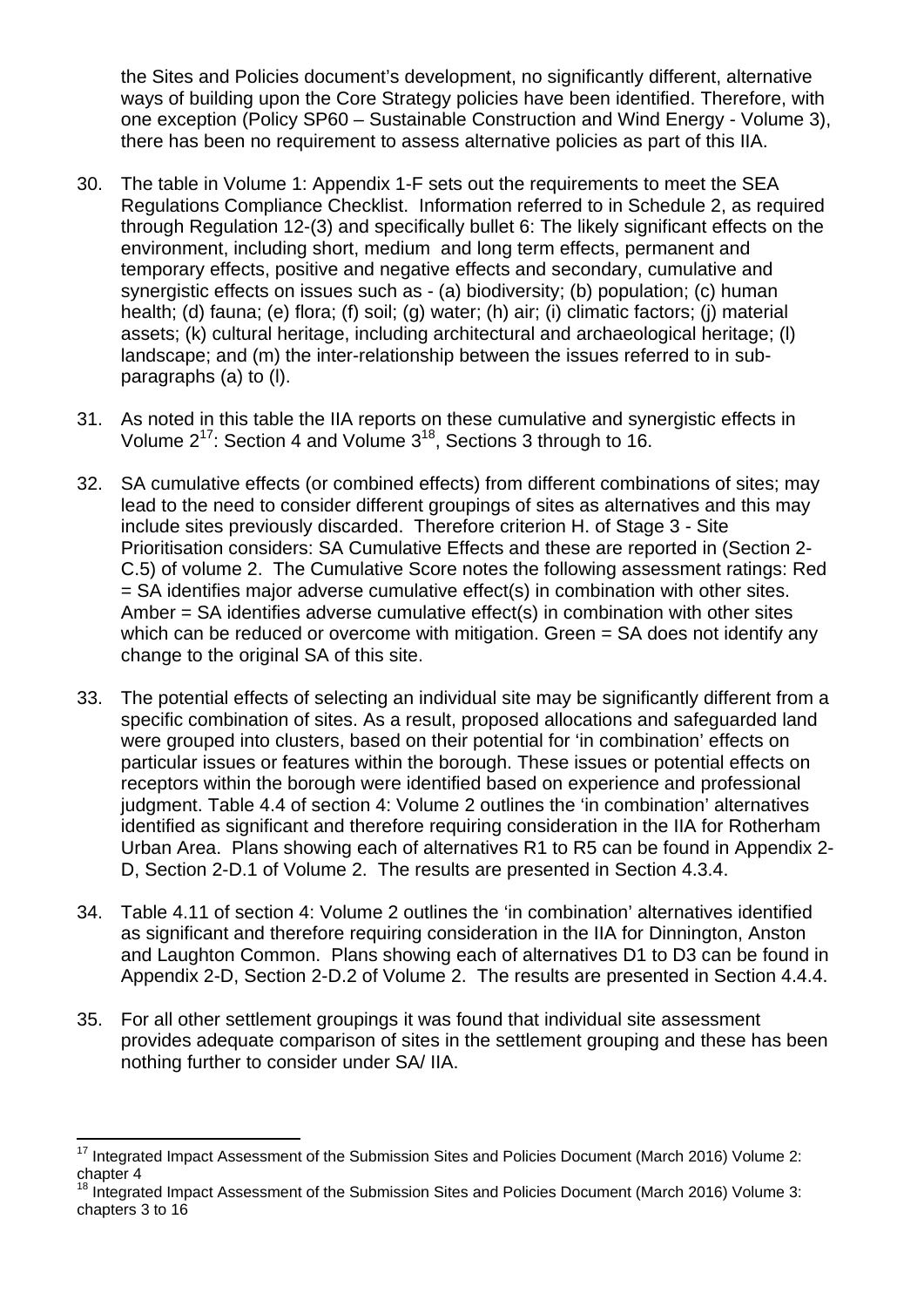the Sites and Policies document's development, no significantly different, alternative ways of building upon the Core Strategy policies have been identified. Therefore, with one exception (Policy SP60 – Sustainable Construction and Wind Energy - Volume 3), there has been no requirement to assess alternative policies as part of this IIA.

30. The table in Volume 1: Appendix 1-F sets out the requirements to meet the SEA Regulations Compliance Checklist. Information referred to in Schedule 2, as required through Regulation 12-(3) and specifically bullet 6: The likely significant effects on the environment, including short, medium and long term effects, permanent and temporary effects, positive and negative effects and secondary, cumulative and synergistic effects on issues such as - (a) biodiversity; (b) population; (c) human health; (d) fauna; (e) flora; (f) soil; (g) water; (h) air; (i) climatic factors; (j) material assets; (k) cultural heritage, including architectural and archaeological heritage; (l) landscape; and (m) the inter-relationship between the issues referred to in sub-paragraphs (a) to (l).

31. As noted in this table the IIA reports on these cumulative and synergistic effects in Volume 2[17]: Section 4 and Volume 3[18], Sections 3 through to 16.

32. SA cumulative effects (or combined effects) from different combinations of sites; may lead to the need to consider different groupings of sites as alternatives and this may include sites previously discarded. Therefore criterion H. of Stage 3 - Site Prioritisation considers: SA Cumulative Effects and these are reported in (Section 2-C.5) of volume 2. The Cumulative Score notes the following assessment ratings: Red = SA identifies major adverse cumulative effect(s) in combination with other sites. Amber = SA identifies adverse cumulative effect(s) in combination with other sites which can be reduced or overcome with mitigation. Green = SA does not identify any change to the original SA of this site.

33. The potential effects of selecting an individual site may be significantly different from a specific combination of sites. As a result, proposed allocations and safeguarded land were grouped into clusters, based on their potential for 'in combination' effects on particular issues or features within the borough. These issues or potential effects on receptors within the borough were identified based on experience and professional judgment. Table 4.4 of section 4: Volume 2 outlines the 'in combination' alternatives identified as significant and therefore requiring consideration in the IIA for Rotherham Urban Area. Plans showing each of alternatives R1 to R5 can be found in Appendix 2-D, Section 2-D.1 of Volume 2. The results are presented in Section 4.3.4.

34. Table 4.11 of section 4: Volume 2 outlines the 'in combination' alternatives identified as significant and therefore requiring consideration in the IIA for Dinnington, Anston and Laughton Common. Plans showing each of alternatives D1 to D3 can be found in Appendix 2-D, Section 2-D.2 of Volume 2. The results are presented in Section 4.4.4.

35. For all other settlement groupings it was found that individual site assessment provides adequate comparison of sites in the settlement grouping and these has been nothing further to consider under SA/ IIA.

---

[17] Integrated Impact Assessment of the Submission Sites and Policies Document (March 2016) Volume 2: chapter 4

[18] Integrated Impact Assessment of the Submission Sites and Policies Document (March 2016) Volume 3: chapters 3 to 16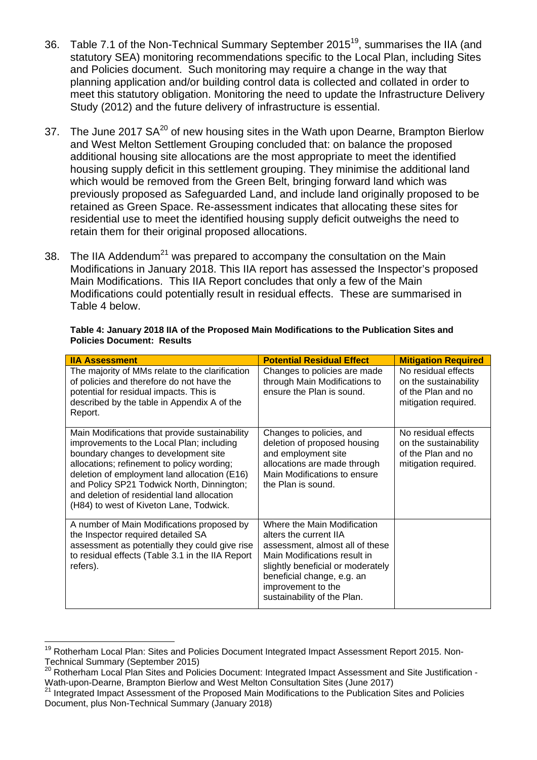36. Table 7.1 of the Non-Technical Summary September 2015[19], summarises the IIA (and statutory SEA) monitoring recommendations specific to the Local Plan, including Sites and Policies document. Such monitoring may require a change in the way that planning application and/or building control data is collected and collated in order to meet this statutory obligation. Monitoring the need to update the Infrastructure Delivery Study (2012) and the future delivery of infrastructure is essential.

37. The June 2017 SA[20] of new housing sites in the Wath upon Dearne, Brampton Bierlow and West Melton Settlement Grouping concluded that: on balance the proposed additional housing site allocations are the most appropriate to meet the identified housing supply deficit in this settlement grouping. They minimise the additional land which would be removed from the Green Belt, bringing forward land which was previously proposed as Safeguarded Land, and include land originally proposed to be retained as Green Space. Re-assessment indicates that allocating these sites for residential use to meet the identified housing supply deficit outweighs the need to retain them for their original proposed allocations.

38. The IIA Addendum[21] was prepared to accompany the consultation on the Main Modifications in January 2018. This IIA report has assessed the Inspector's proposed Main Modifications. This IIA Report concludes that only a few of the Main Modifications could potentially result in residual effects. These are summarised in Table 4 below.

**Table 4: January 2018 IIA of the Proposed Main Modifications to the Publication Sites and Policies Document: Results**

| IIA Assessment | Potential Residual Effect | Mitigation Required |
|---|---|---|
| The majority of MMs relate to the clarification of policies and therefore do not have the potential for residual impacts. This is described by the table in Appendix A of the Report. | Changes to policies are made through Main Modifications to ensure the Plan is sound. | No residual effects on the sustainability of the Plan and no mitigation required. |
| Main Modifications that provide sustainability improvements to the Local Plan; including boundary changes to development site allocations; refinement to policy wording; deletion of employment land allocation (E16) and Policy SP21 Todwick North, Dinnington; and deletion of residential land allocation (H84) to west of Kiveton Lane, Todwick. | Changes to policies, and deletion of proposed housing and employment site allocations are made through Main Modifications to ensure the Plan is sound. | No residual effects on the sustainability of the Plan and no mitigation required. |
| A number of Main Modifications proposed by the Inspector required detailed SA assessment as potentially they could give rise to residual effects (Table 3.1 in the IIA Report refers). | Where the Main Modification alters the current IIA assessment, almost all of these Main Modifications result in slightly beneficial or moderately beneficial change, e.g. an improvement to the sustainability of the Plan. | |

[19] Rotherham Local Plan: Sites and Policies Document Integrated Impact Assessment Report 2015. Non-Technical Summary (September 2015)

[20] Rotherham Local Plan Sites and Policies Document: Integrated Impact Assessment and Site Justification - Wath-upon-Dearne, Brampton Bierlow and West Melton Consultation Sites (June 2017)

[21] Integrated Impact Assessment of the Proposed Main Modifications to the Publication Sites and Policies Document, plus Non-Technical Summary (January 2018)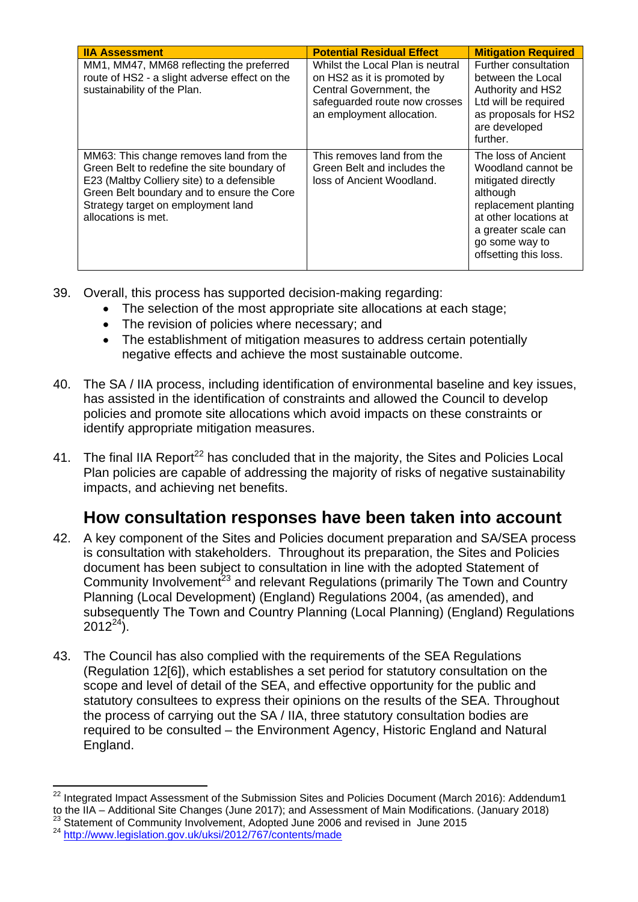| IIA Assessment | Potential Residual Effect | Mitigation Required |
| --- | --- | --- |
| MM1, MM47, MM68 reflecting the preferred route of HS2 - a slight adverse effect on the sustainability of the Plan. | Whilst the Local Plan is neutral on HS2 as it is promoted by Central Government, the safeguarded route now crosses an employment allocation. | Further consultation between the Local Authority and HS2 Ltd will be required as proposals for HS2 are developed further. |
| MM63: This change removes land from the Green Belt to redefine the site boundary of E23 (Maltby Colliery site) to a defensible Green Belt boundary and to ensure the Core Strategy target on employment land allocations is met. | This removes land from the Green Belt and includes the loss of Ancient Woodland. | The loss of Ancient Woodland cannot be mitigated directly although replacement planting at other locations at a greater scale can go some way to offsetting this loss. |

39. Overall, this process has supported decision-making regarding:
    - The selection of the most appropriate site allocations at each stage;
    - The revision of policies where necessary; and
    - The establishment of mitigation measures to address certain potentially negative effects and achieve the most sustainable outcome.

40. The SA / IIA process, including identification of environmental baseline and key issues, has assisted in the identification of constraints and allowed the Council to develop policies and promote site allocations which avoid impacts on these constraints or identify appropriate mitigation measures.

41. The final IIA Report[22] has concluded that in the majority, the Sites and Policies Local Plan policies are capable of addressing the majority of risks of negative sustainability impacts, and achieving net benefits.

## How consultation responses have been taken into account

42. A key component of the Sites and Policies document preparation and SA/SEA process is consultation with stakeholders. Throughout its preparation, the Sites and Policies document has been subject to consultation in line with the adopted Statement of Community Involvement[23] and relevant Regulations (primarily The Town and Country Planning (Local Development) (England) Regulations 2004, (as amended), and subsequently The Town and Country Planning (Local Planning) (England) Regulations 2012[24]).

43. The Council has also complied with the requirements of the SEA Regulations (Regulation 12[6]), which establishes a set period for statutory consultation on the scope and level of detail of the SEA, and effective opportunity for the public and statutory consultees to express their opinions on the results of the SEA. Throughout the process of carrying out the SA / IIA, three statutory consultation bodies are required to be consulted – the Environment Agency, Historic England and Natural England.

---

[22] Integrated Impact Assessment of the Submission Sites and Policies Document (March 2016): Addendum1 to the IIA – Additional Site Changes (June 2017); and Assessment of Main Modifications. (January 2018)

[23] Statement of Community Involvement, Adopted June 2006 and revised in June 2015

[24] http://www.legislation.gov.uk/uksi/2012/767/contents/made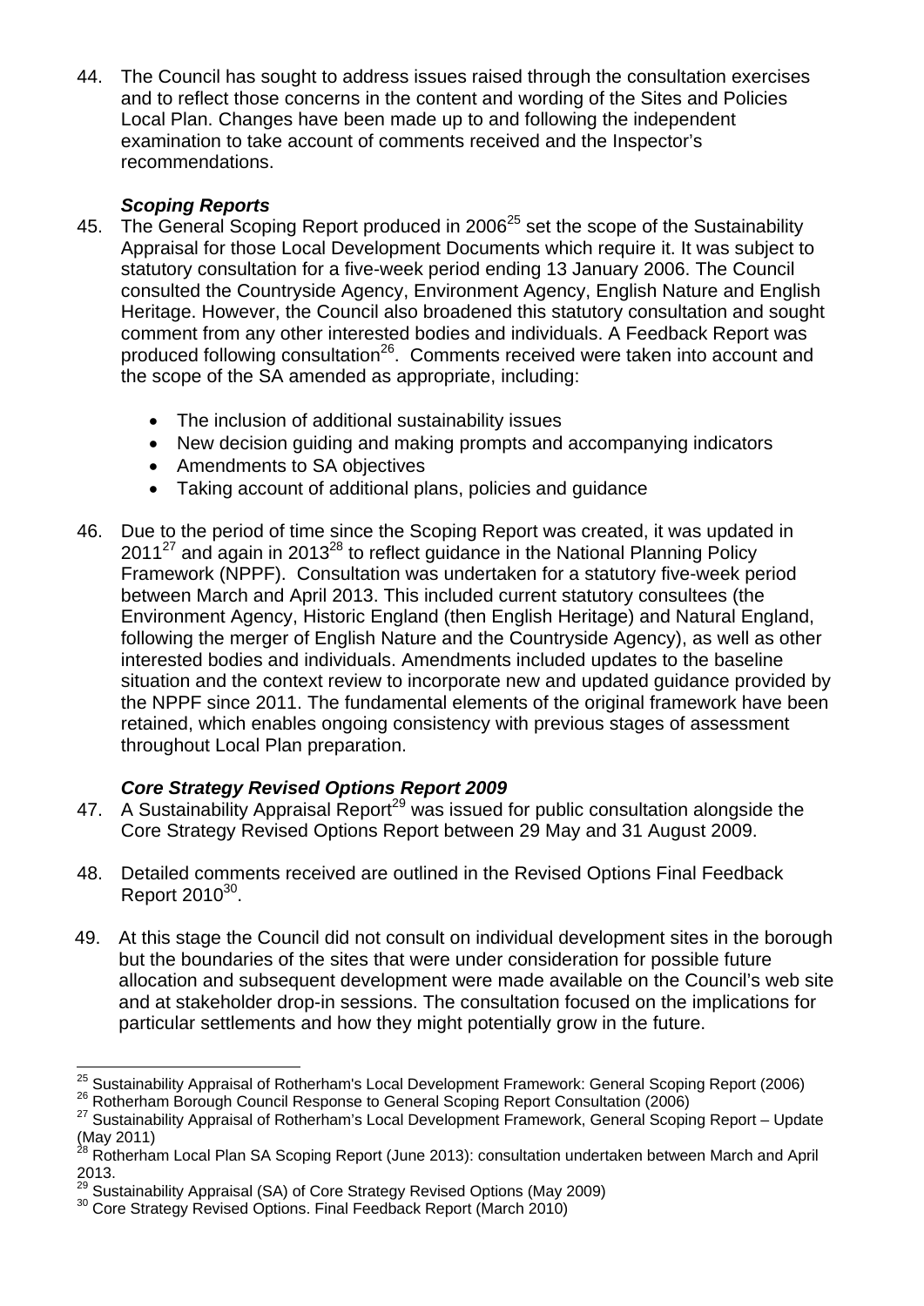44. The Council has sought to address issues raised through the consultation exercises and to reflect those concerns in the content and wording of the Sites and Policies Local Plan. Changes have been made up to and following the independent examination to take account of comments received and the Inspector's recommendations.

***Scoping Reports***

45. The General Scoping Report produced in 2006[25] set the scope of the Sustainability Appraisal for those Local Development Documents which require it. It was subject to statutory consultation for a five-week period ending 13 January 2006. The Council consulted the Countryside Agency, Environment Agency, English Nature and English Heritage. However, the Council also broadened this statutory consultation and sought comment from any other interested bodies and individuals. A Feedback Report was produced following consultation[26]. Comments received were taken into account and the scope of the SA amended as appropriate, including:

    - The inclusion of additional sustainability issues
    - New decision guiding and making prompts and accompanying indicators
    - Amendments to SA objectives
    - Taking account of additional plans, policies and guidance

46. Due to the period of time since the Scoping Report was created, it was updated in 2011[27] and again in 2013[28] to reflect guidance in the National Planning Policy Framework (NPPF). Consultation was undertaken for a statutory five-week period between March and April 2013. This included current statutory consultees (the Environment Agency, Historic England (then English Heritage) and Natural England, following the merger of English Nature and the Countryside Agency), as well as other interested bodies and individuals. Amendments included updates to the baseline situation and the context review to incorporate new and updated guidance provided by the NPPF since 2011. The fundamental elements of the original framework have been retained, which enables ongoing consistency with previous stages of assessment throughout Local Plan preparation.

***Core Strategy Revised Options Report 2009***

47. A Sustainability Appraisal Report[29] was issued for public consultation alongside the Core Strategy Revised Options Report between 29 May and 31 August 2009.

48. Detailed comments received are outlined in the Revised Options Final Feedback Report 2010[30].

49. At this stage the Council did not consult on individual development sites in the borough but the boundaries of the sites that were under consideration for possible future allocation and subsequent development were made available on the Council's web site and at stakeholder drop-in sessions. The consultation focused on the implications for particular settlements and how they might potentially grow in the future.

---

[25] Sustainability Appraisal of Rotherham's Local Development Framework: General Scoping Report (2006)
[26] Rotherham Borough Council Response to General Scoping Report Consultation (2006)
[27] Sustainability Appraisal of Rotherham's Local Development Framework, General Scoping Report – Update (May 2011)
[28] Rotherham Local Plan SA Scoping Report (June 2013): consultation undertaken between March and April 2013.
[29] Sustainability Appraisal (SA) of Core Strategy Revised Options (May 2009)
[30] Core Strategy Revised Options. Final Feedback Report (March 2010)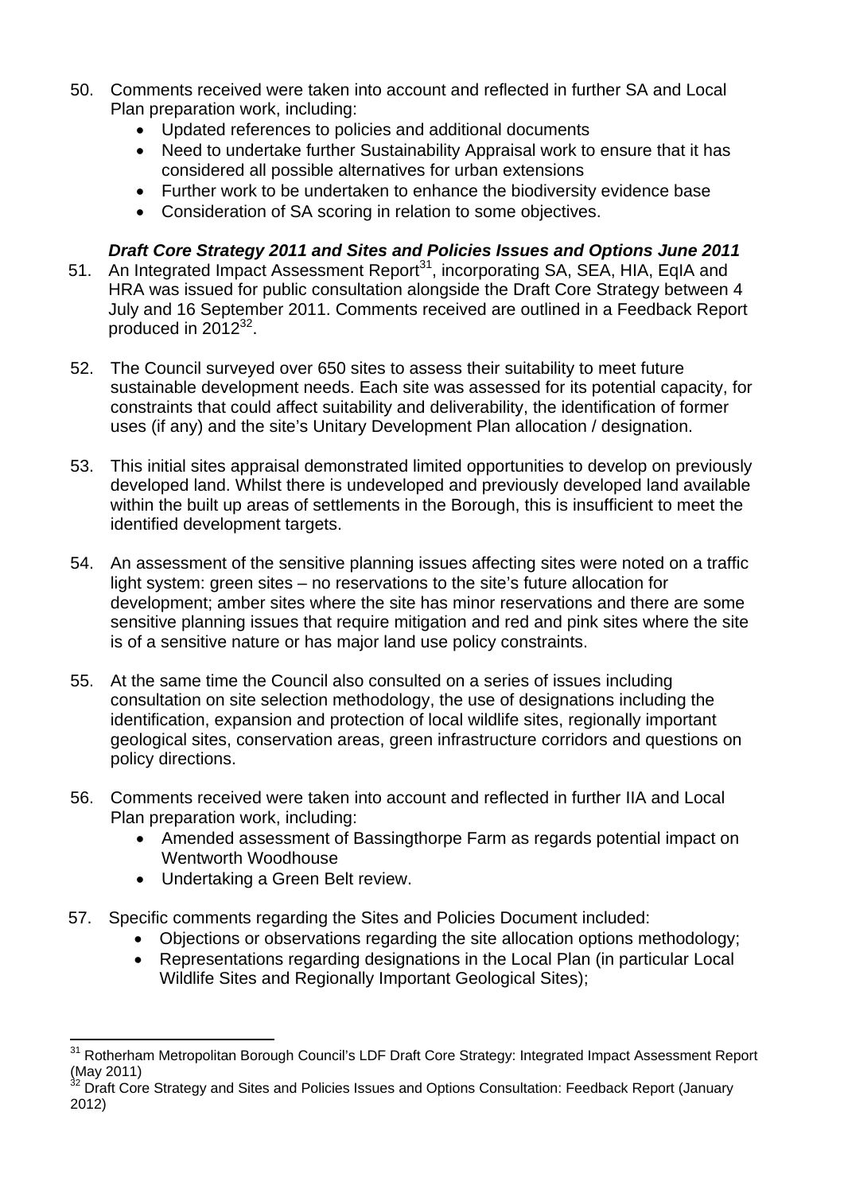50. Comments received were taken into account and reflected in further SA and Local Plan preparation work, including:
    - Updated references to policies and additional documents
    - Need to undertake further Sustainability Appraisal work to ensure that it has considered all possible alternatives for urban extensions
    - Further work to be undertaken to enhance the biodiversity evidence base
    - Consideration of SA scoring in relation to some objectives.

### *Draft Core Strategy 2011 and Sites and Policies Issues and Options June 2011*

51. An Integrated Impact Assessment Report[31], incorporating SA, SEA, HIA, EqIA and HRA was issued for public consultation alongside the Draft Core Strategy between 4 July and 16 September 2011. Comments received are outlined in a Feedback Report produced in 2012[32].

52. The Council surveyed over 650 sites to assess their suitability to meet future sustainable development needs. Each site was assessed for its potential capacity, for constraints that could affect suitability and deliverability, the identification of former uses (if any) and the site's Unitary Development Plan allocation / designation.

53. This initial sites appraisal demonstrated limited opportunities to develop on previously developed land. Whilst there is undeveloped and previously developed land available within the built up areas of settlements in the Borough, this is insufficient to meet the identified development targets.

54. An assessment of the sensitive planning issues affecting sites were noted on a traffic light system: green sites – no reservations to the site's future allocation for development; amber sites where the site has minor reservations and there are some sensitive planning issues that require mitigation and red and pink sites where the site is of a sensitive nature or has major land use policy constraints.

55. At the same time the Council also consulted on a series of issues including consultation on site selection methodology, the use of designations including the identification, expansion and protection of local wildlife sites, regionally important geological sites, conservation areas, green infrastructure corridors and questions on policy directions.

56. Comments received were taken into account and reflected in further IIA and Local Plan preparation work, including:
    - Amended assessment of Bassingthorpe Farm as regards potential impact on Wentworth Woodhouse
    - Undertaking a Green Belt review.

57. Specific comments regarding the Sites and Policies Document included:
    - Objections or observations regarding the site allocation options methodology;
    - Representations regarding designations in the Local Plan (in particular Local Wildlife Sites and Regionally Important Geological Sites);

---

[31] Rotherham Metropolitan Borough Council's LDF Draft Core Strategy: Integrated Impact Assessment Report (May 2011)

[32] Draft Core Strategy and Sites and Policies Issues and Options Consultation: Feedback Report (January 2012)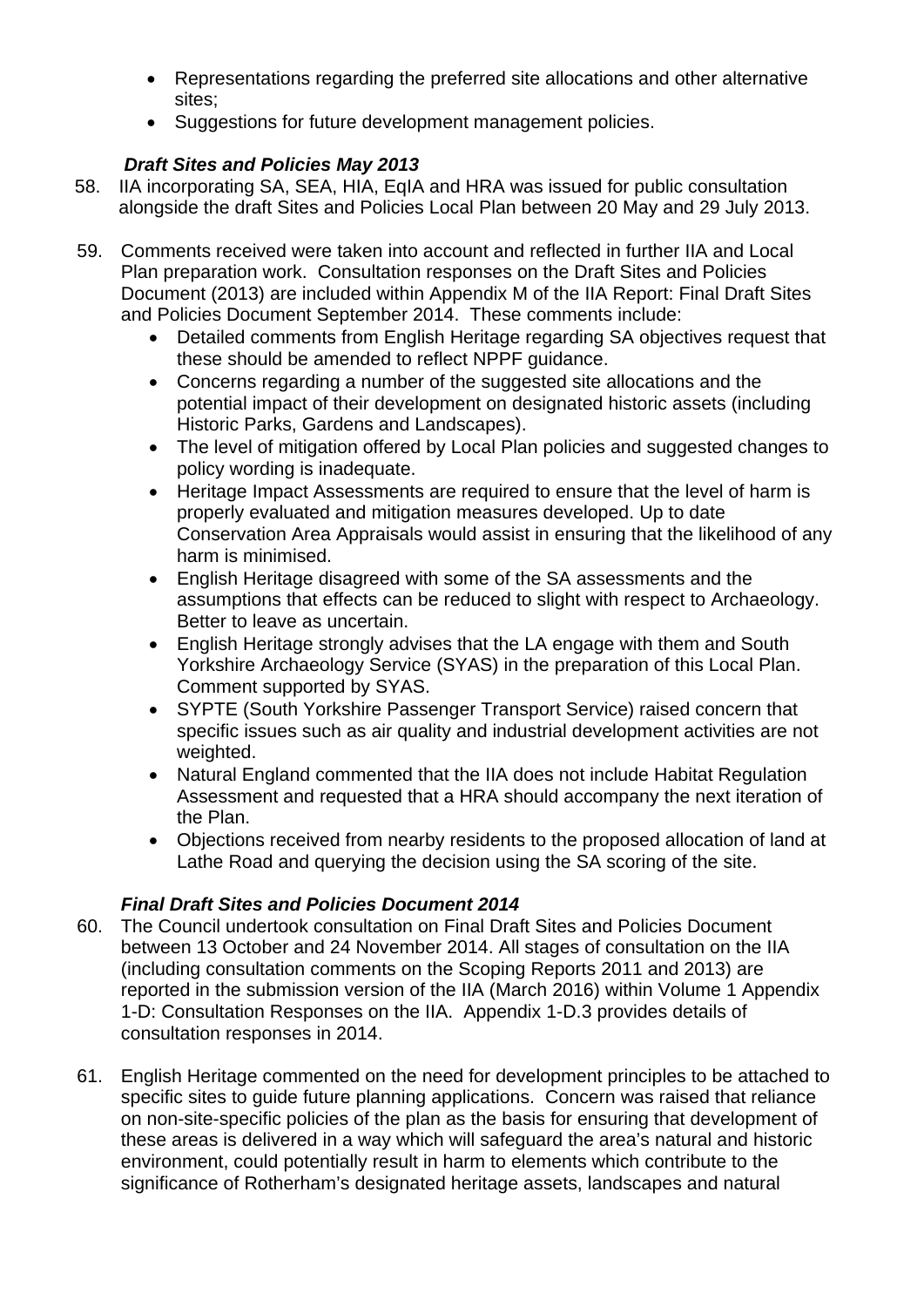- Representations regarding the preferred site allocations and other alternative sites;
- Suggestions for future development management policies.

### *Draft Sites and Policies May 2013*

58. IIA incorporating SA, SEA, HIA, EqIA and HRA was issued for public consultation alongside the draft Sites and Policies Local Plan between 20 May and 29 July 2013.

59. Comments received were taken into account and reflected in further IIA and Local Plan preparation work. Consultation responses on the Draft Sites and Policies Document (2013) are included within Appendix M of the IIA Report: Final Draft Sites and Policies Document September 2014. These comments include:
    - Detailed comments from English Heritage regarding SA objectives request that these should be amended to reflect NPPF guidance.
    - Concerns regarding a number of the suggested site allocations and the potential impact of their development on designated historic assets (including Historic Parks, Gardens and Landscapes).
    - The level of mitigation offered by Local Plan policies and suggested changes to policy wording is inadequate.
    - Heritage Impact Assessments are required to ensure that the level of harm is properly evaluated and mitigation measures developed. Up to date Conservation Area Appraisals would assist in ensuring that the likelihood of any harm is minimised.
    - English Heritage disagreed with some of the SA assessments and the assumptions that effects can be reduced to slight with respect to Archaeology. Better to leave as uncertain.
    - English Heritage strongly advises that the LA engage with them and South Yorkshire Archaeology Service (SYAS) in the preparation of this Local Plan. Comment supported by SYAS.
    - SYPTE (South Yorkshire Passenger Transport Service) raised concern that specific issues such as air quality and industrial development activities are not weighted.
    - Natural England commented that the IIA does not include Habitat Regulation Assessment and requested that a HRA should accompany the next iteration of the Plan.
    - Objections received from nearby residents to the proposed allocation of land at Lathe Road and querying the decision using the SA scoring of the site.

### *Final Draft Sites and Policies Document 2014*

60. The Council undertook consultation on Final Draft Sites and Policies Document between 13 October and 24 November 2014. All stages of consultation on the IIA (including consultation comments on the Scoping Reports 2011 and 2013) are reported in the submission version of the IIA (March 2016) within Volume 1 Appendix 1-D: Consultation Responses on the IIA. Appendix 1-D.3 provides details of consultation responses in 2014.

61. English Heritage commented on the need for development principles to be attached to specific sites to guide future planning applications. Concern was raised that reliance on non-site-specific policies of the plan as the basis for ensuring that development of these areas is delivered in a way which will safeguard the area's natural and historic environment, could potentially result in harm to elements which contribute to the significance of Rotherham's designated heritage assets, landscapes and natural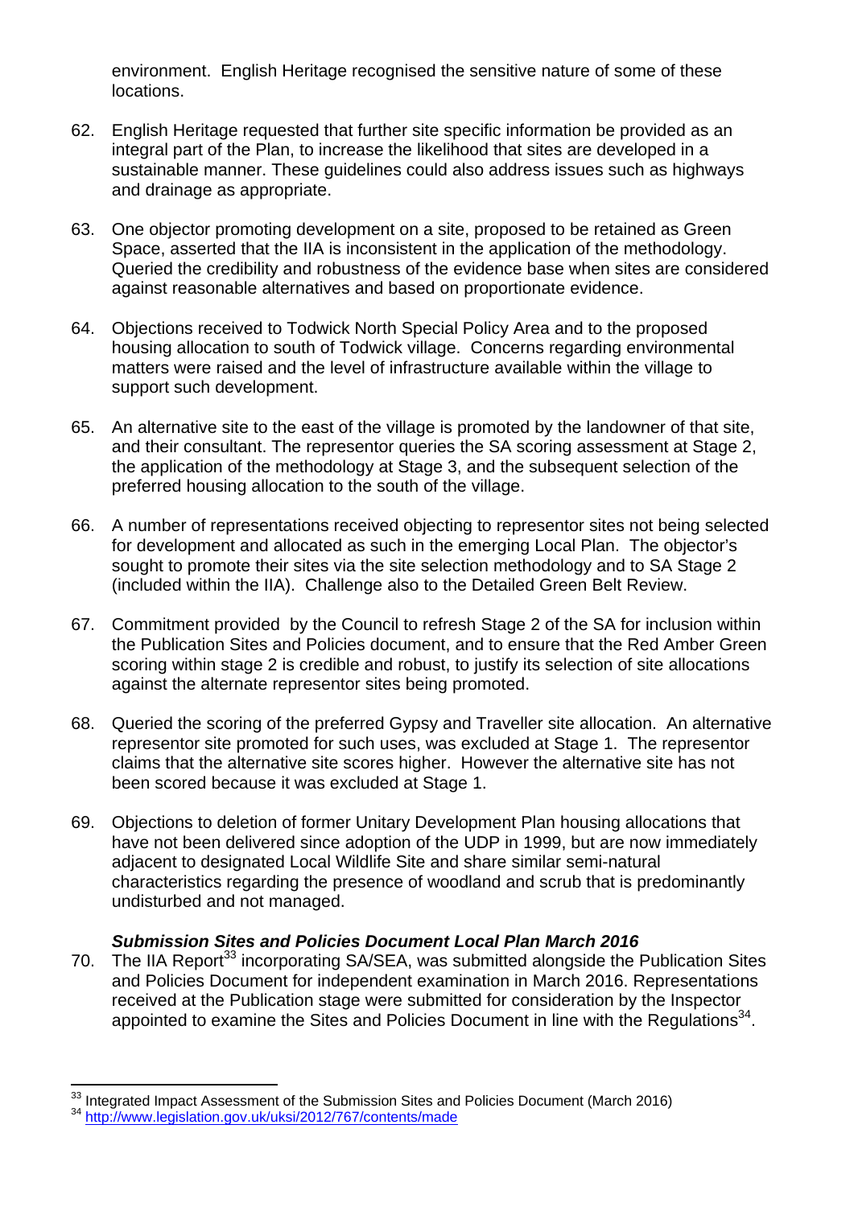environment. English Heritage recognised the sensitive nature of some of these locations.

62. English Heritage requested that further site specific information be provided as an integral part of the Plan, to increase the likelihood that sites are developed in a sustainable manner. These guidelines could also address issues such as highways and drainage as appropriate.

63. One objector promoting development on a site, proposed to be retained as Green Space, asserted that the IIA is inconsistent in the application of the methodology. Queried the credibility and robustness of the evidence base when sites are considered against reasonable alternatives and based on proportionate evidence.

64. Objections received to Todwick North Special Policy Area and to the proposed housing allocation to south of Todwick village. Concerns regarding environmental matters were raised and the level of infrastructure available within the village to support such development.

65. An alternative site to the east of the village is promoted by the landowner of that site, and their consultant. The representor queries the SA scoring assessment at Stage 2, the application of the methodology at Stage 3, and the subsequent selection of the preferred housing allocation to the south of the village.

66. A number of representations received objecting to representor sites not being selected for development and allocated as such in the emerging Local Plan. The objector's sought to promote their sites via the site selection methodology and to SA Stage 2 (included within the IIA). Challenge also to the Detailed Green Belt Review.

67. Commitment provided by the Council to refresh Stage 2 of the SA for inclusion within the Publication Sites and Policies document, and to ensure that the Red Amber Green scoring within stage 2 is credible and robust, to justify its selection of site allocations against the alternate representor sites being promoted.

68. Queried the scoring of the preferred Gypsy and Traveller site allocation. An alternative representor site promoted for such uses, was excluded at Stage 1. The representor claims that the alternative site scores higher. However the alternative site has not been scored because it was excluded at Stage 1.

69. Objections to deletion of former Unitary Development Plan housing allocations that have not been delivered since adoption of the UDP in 1999, but are now immediately adjacent to designated Local Wildlife Site and share similar semi-natural characteristics regarding the presence of woodland and scrub that is predominantly undisturbed and not managed.

***Submission Sites and Policies Document Local Plan March 2016***

70. The IIA Report[33] incorporating SA/SEA, was submitted alongside the Publication Sites and Policies Document for independent examination in March 2016. Representations received at the Publication stage were submitted for consideration by the Inspector appointed to examine the Sites and Policies Document in line with the Regulations[34].

[33] Integrated Impact Assessment of the Submission Sites and Policies Document (March 2016)

[34] http://www.legislation.gov.uk/uksi/2012/767/contents/made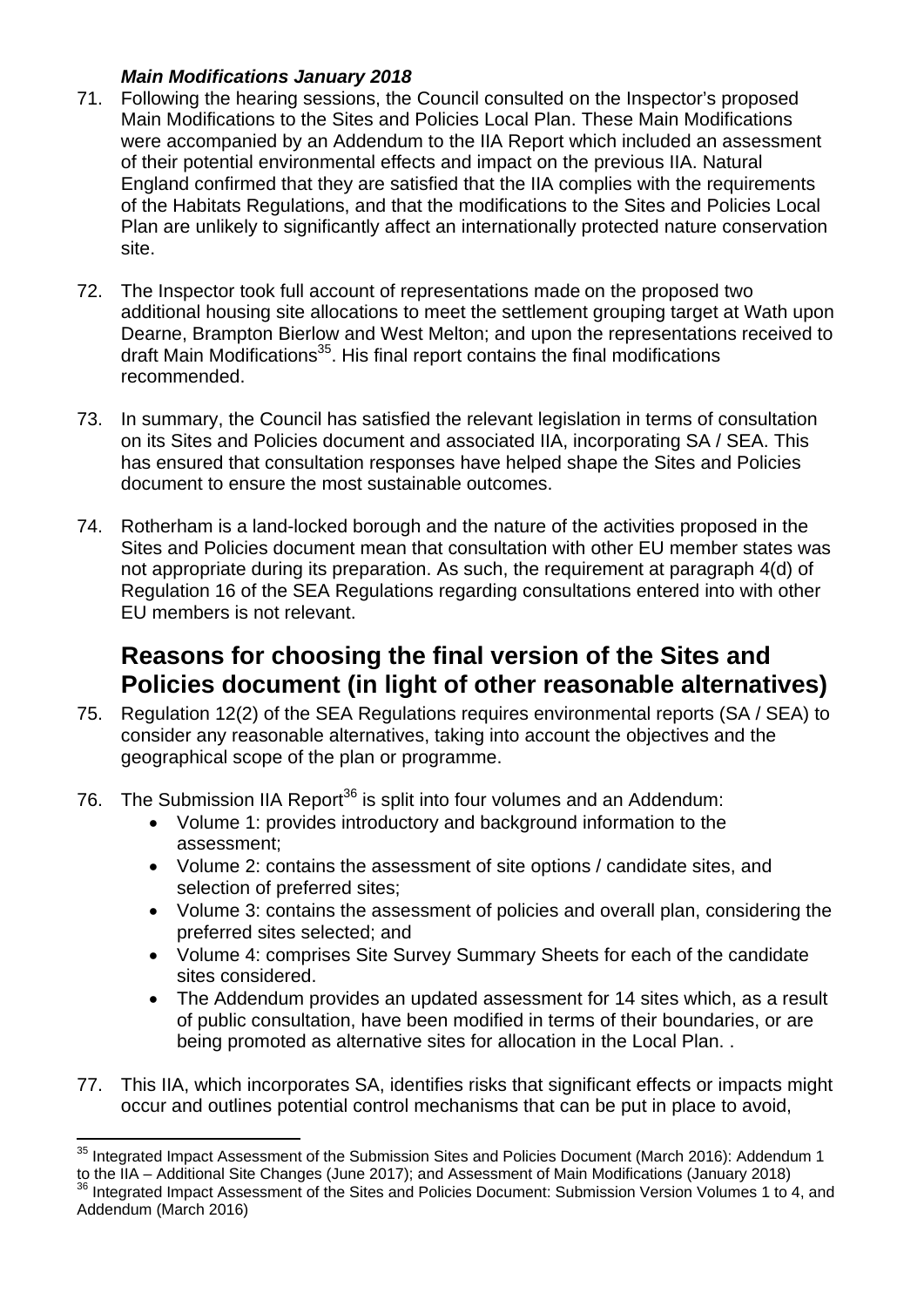***Main Modifications January 2018***

71. Following the hearing sessions, the Council consulted on the Inspector's proposed Main Modifications to the Sites and Policies Local Plan. These Main Modifications were accompanied by an Addendum to the IIA Report which included an assessment of their potential environmental effects and impact on the previous IIA. Natural England confirmed that they are satisfied that the IIA complies with the requirements of the Habitats Regulations, and that the modifications to the Sites and Policies Local Plan are unlikely to significantly affect an internationally protected nature conservation site.

72. The Inspector took full account of representations made on the proposed two additional housing site allocations to meet the settlement grouping target at Wath upon Dearne, Brampton Bierlow and West Melton; and upon the representations received to draft Main Modifications[35]. His final report contains the final modifications recommended.

73. In summary, the Council has satisfied the relevant legislation in terms of consultation on its Sites and Policies document and associated IIA, incorporating SA / SEA. This has ensured that consultation responses have helped shape the Sites and Policies document to ensure the most sustainable outcomes.

74. Rotherham is a land-locked borough and the nature of the activities proposed in the Sites and Policies document mean that consultation with other EU member states was not appropriate during its preparation. As such, the requirement at paragraph 4(d) of Regulation 16 of the SEA Regulations regarding consultations entered into with other EU members is not relevant.

## Reasons for choosing the final version of the Sites and Policies document (in light of other reasonable alternatives)

75. Regulation 12(2) of the SEA Regulations requires environmental reports (SA / SEA) to consider any reasonable alternatives, taking into account the objectives and the geographical scope of the plan or programme.

76. The Submission IIA Report[36] is split into four volumes and an Addendum:
    - Volume 1: provides introductory and background information to the assessment;
    - Volume 2: contains the assessment of site options / candidate sites, and selection of preferred sites;
    - Volume 3: contains the assessment of policies and overall plan, considering the preferred sites selected; and
    - Volume 4: comprises Site Survey Summary Sheets for each of the candidate sites considered.
    - The Addendum provides an updated assessment for 14 sites which, as a result of public consultation, have been modified in terms of their boundaries, or are being promoted as alternative sites for allocation in the Local Plan. .

77. This IIA, which incorporates SA, identifies risks that significant effects or impacts might occur and outlines potential control mechanisms that can be put in place to avoid,

---

[35] Integrated Impact Assessment of the Submission Sites and Policies Document (March 2016): Addendum 1 to the IIA – Additional Site Changes (June 2017); and Assessment of Main Modifications (January 2018)

[36] Integrated Impact Assessment of the Sites and Policies Document: Submission Version Volumes 1 to 4, and Addendum (March 2016)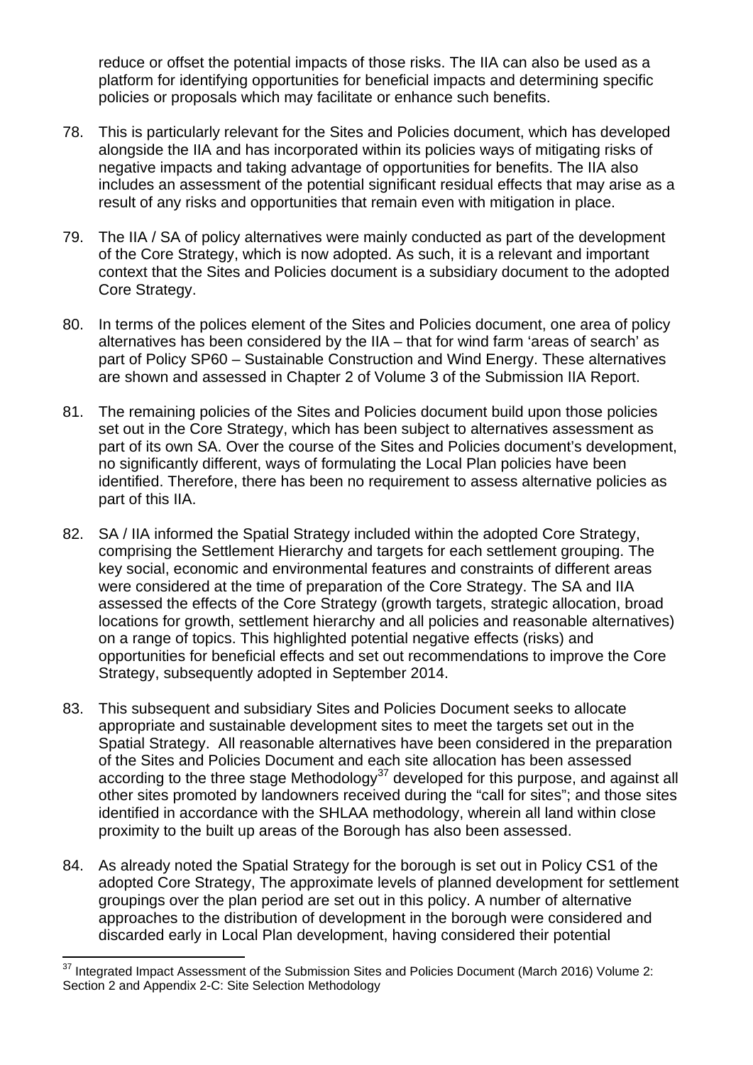reduce or offset the potential impacts of those risks. The IIA can also be used as a platform for identifying opportunities for beneficial impacts and determining specific policies or proposals which may facilitate or enhance such benefits.

78. This is particularly relevant for the Sites and Policies document, which has developed alongside the IIA and has incorporated within its policies ways of mitigating risks of negative impacts and taking advantage of opportunities for benefits. The IIA also includes an assessment of the potential significant residual effects that may arise as a result of any risks and opportunities that remain even with mitigation in place.

79. The IIA / SA of policy alternatives were mainly conducted as part of the development of the Core Strategy, which is now adopted. As such, it is a relevant and important context that the Sites and Policies document is a subsidiary document to the adopted Core Strategy.

80. In terms of the polices element of the Sites and Policies document, one area of policy alternatives has been considered by the IIA – that for wind farm 'areas of search' as part of Policy SP60 – Sustainable Construction and Wind Energy. These alternatives are shown and assessed in Chapter 2 of Volume 3 of the Submission IIA Report.

81. The remaining policies of the Sites and Policies document build upon those policies set out in the Core Strategy, which has been subject to alternatives assessment as part of its own SA. Over the course of the Sites and Policies document's development, no significantly different, ways of formulating the Local Plan policies have been identified. Therefore, there has been no requirement to assess alternative policies as part of this IIA.

82. SA / IIA informed the Spatial Strategy included within the adopted Core Strategy, comprising the Settlement Hierarchy and targets for each settlement grouping. The key social, economic and environmental features and constraints of different areas were considered at the time of preparation of the Core Strategy. The SA and IIA assessed the effects of the Core Strategy (growth targets, strategic allocation, broad locations for growth, settlement hierarchy and all policies and reasonable alternatives) on a range of topics. This highlighted potential negative effects (risks) and opportunities for beneficial effects and set out recommendations to improve the Core Strategy, subsequently adopted in September 2014.

83. This subsequent and subsidiary Sites and Policies Document seeks to allocate appropriate and sustainable development sites to meet the targets set out in the Spatial Strategy. All reasonable alternatives have been considered in the preparation of the Sites and Policies Document and each site allocation has been assessed according to the three stage Methodology[37] developed for this purpose, and against all other sites promoted by landowners received during the "call for sites"; and those sites identified in accordance with the SHLAA methodology, wherein all land within close proximity to the built up areas of the Borough has also been assessed.

84. As already noted the Spatial Strategy for the borough is set out in Policy CS1 of the adopted Core Strategy, The approximate levels of planned development for settlement groupings over the plan period are set out in this policy. A number of alternative approaches to the distribution of development in the borough were considered and discarded early in Local Plan development, having considered their potential

[37] Integrated Impact Assessment of the Submission Sites and Policies Document (March 2016) Volume 2: Section 2 and Appendix 2-C: Site Selection Methodology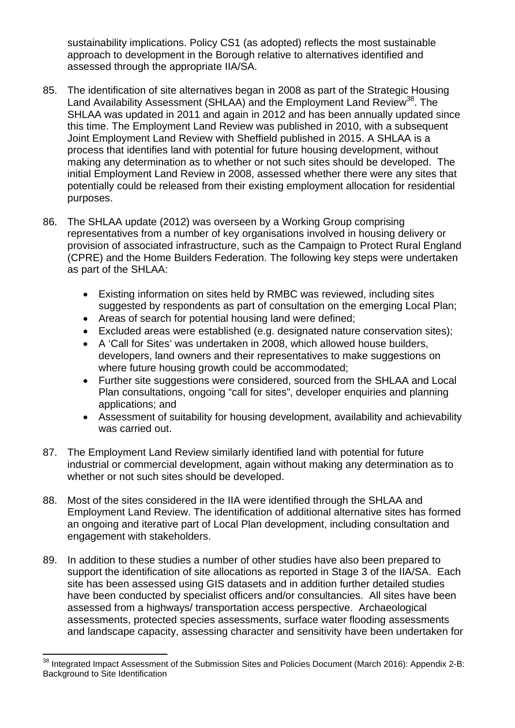sustainability implications. Policy CS1 (as adopted) reflects the most sustainable approach to development in the Borough relative to alternatives identified and assessed through the appropriate IIA/SA.

85. The identification of site alternatives began in 2008 as part of the Strategic Housing Land Availability Assessment (SHLAA) and the Employment Land Review[38]. The SHLAA was updated in 2011 and again in 2012 and has been annually updated since this time. The Employment Land Review was published in 2010, with a subsequent Joint Employment Land Review with Sheffield published in 2015. A SHLAA is a process that identifies land with potential for future housing development, without making any determination as to whether or not such sites should be developed. The initial Employment Land Review in 2008, assessed whether there were any sites that potentially could be released from their existing employment allocation for residential purposes.

86. The SHLAA update (2012) was overseen by a Working Group comprising representatives from a number of key organisations involved in housing delivery or provision of associated infrastructure, such as the Campaign to Protect Rural England (CPRE) and the Home Builders Federation. The following key steps were undertaken as part of the SHLAA:

    - Existing information on sites held by RMBC was reviewed, including sites suggested by respondents as part of consultation on the emerging Local Plan;
    - Areas of search for potential housing land were defined;
    - Excluded areas were established (e.g. designated nature conservation sites);
    - A 'Call for Sites' was undertaken in 2008, which allowed house builders, developers, land owners and their representatives to make suggestions on where future housing growth could be accommodated;
    - Further site suggestions were considered, sourced from the SHLAA and Local Plan consultations, ongoing "call for sites", developer enquiries and planning applications; and
    - Assessment of suitability for housing development, availability and achievability was carried out.

87. The Employment Land Review similarly identified land with potential for future industrial or commercial development, again without making any determination as to whether or not such sites should be developed.

88. Most of the sites considered in the IIA were identified through the SHLAA and Employment Land Review. The identification of additional alternative sites has formed an ongoing and iterative part of Local Plan development, including consultation and engagement with stakeholders.

89. In addition to these studies a number of other studies have also been prepared to support the identification of site allocations as reported in Stage 3 of the IIA/SA. Each site has been assessed using GIS datasets and in addition further detailed studies have been conducted by specialist officers and/or consultancies. All sites have been assessed from a highways/ transportation access perspective. Archaeological assessments, protected species assessments, surface water flooding assessments and landscape capacity, assessing character and sensitivity have been undertaken for

---

[38] Integrated Impact Assessment of the Submission Sites and Policies Document (March 2016): Appendix 2-B: Background to Site Identification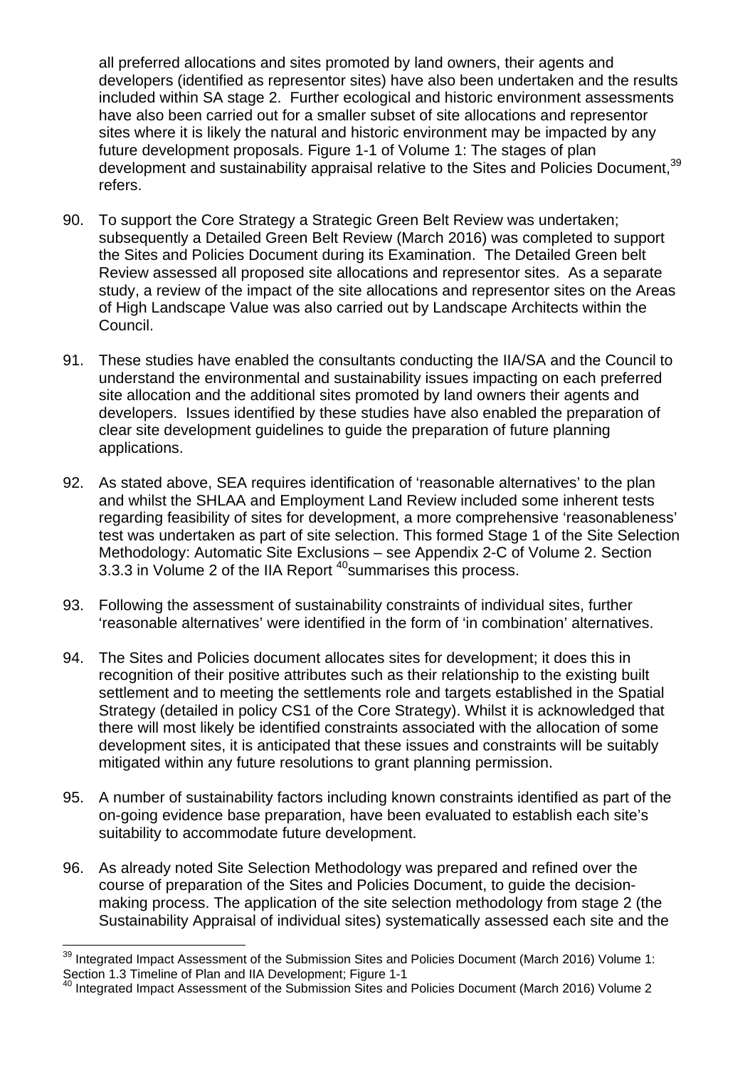all preferred allocations and sites promoted by land owners, their agents and developers (identified as representor sites) have also been undertaken and the results included within SA stage 2. Further ecological and historic environment assessments have also been carried out for a smaller subset of site allocations and representor sites where it is likely the natural and historic environment may be impacted by any future development proposals. Figure 1-1 of Volume 1: The stages of plan development and sustainability appraisal relative to the Sites and Policies Document,[39] refers.

90. To support the Core Strategy a Strategic Green Belt Review was undertaken; subsequently a Detailed Green Belt Review (March 2016) was completed to support the Sites and Policies Document during its Examination. The Detailed Green belt Review assessed all proposed site allocations and representor sites. As a separate study, a review of the impact of the site allocations and representor sites on the Areas of High Landscape Value was also carried out by Landscape Architects within the Council.

91. These studies have enabled the consultants conducting the IIA/SA and the Council to understand the environmental and sustainability issues impacting on each preferred site allocation and the additional sites promoted by land owners their agents and developers. Issues identified by these studies have also enabled the preparation of clear site development guidelines to guide the preparation of future planning applications.

92. As stated above, SEA requires identification of 'reasonable alternatives' to the plan and whilst the SHLAA and Employment Land Review included some inherent tests regarding feasibility of sites for development, a more comprehensive 'reasonableness' test was undertaken as part of site selection. This formed Stage 1 of the Site Selection Methodology: Automatic Site Exclusions – see Appendix 2-C of Volume 2. Section 3.3.3 in Volume 2 of the IIA Report [40]summarises this process.

93. Following the assessment of sustainability constraints of individual sites, further 'reasonable alternatives' were identified in the form of 'in combination' alternatives.

94. The Sites and Policies document allocates sites for development; it does this in recognition of their positive attributes such as their relationship to the existing built settlement and to meeting the settlements role and targets established in the Spatial Strategy (detailed in policy CS1 of the Core Strategy). Whilst it is acknowledged that there will most likely be identified constraints associated with the allocation of some development sites, it is anticipated that these issues and constraints will be suitably mitigated within any future resolutions to grant planning permission.

95. A number of sustainability factors including known constraints identified as part of the on-going evidence base preparation, have been evaluated to establish each site's suitability to accommodate future development.

96. As already noted Site Selection Methodology was prepared and refined over the course of preparation of the Sites and Policies Document, to guide the decision-making process. The application of the site selection methodology from stage 2 (the Sustainability Appraisal of individual sites) systematically assessed each site and the

---

[39] Integrated Impact Assessment of the Submission Sites and Policies Document (March 2016) Volume 1: Section 1.3 Timeline of Plan and IIA Development; Figure 1-1

[40] Integrated Impact Assessment of the Submission Sites and Policies Document (March 2016) Volume 2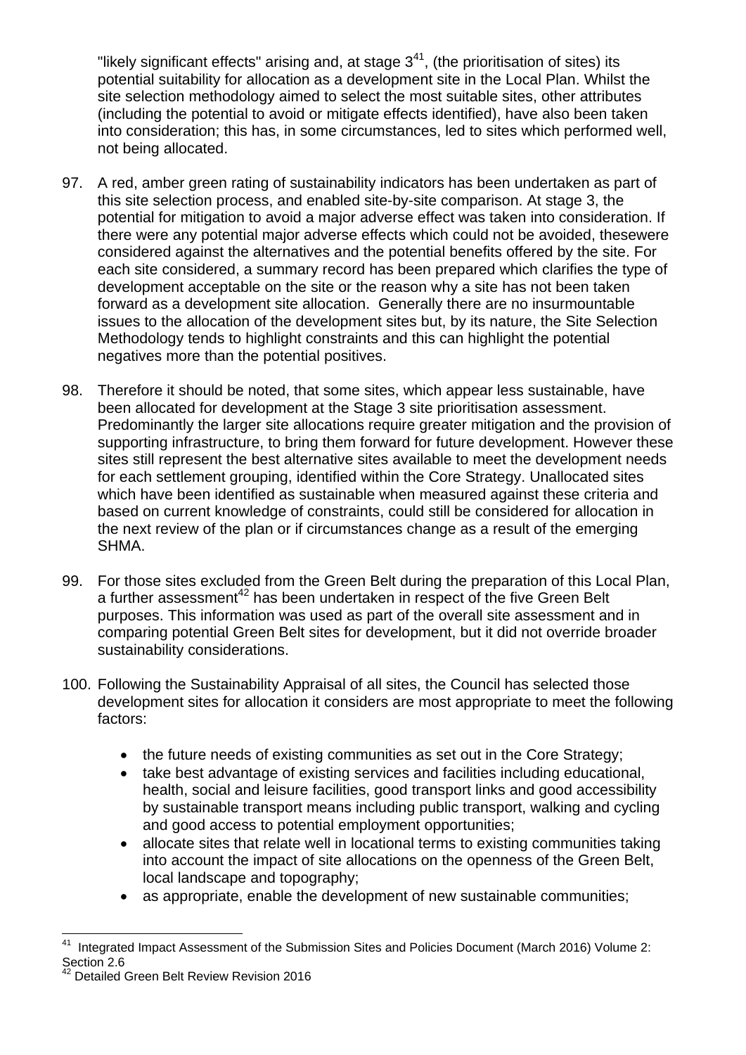"likely significant effects" arising and, at stage 3[41], (the prioritisation of sites) its potential suitability for allocation as a development site in the Local Plan. Whilst the site selection methodology aimed to select the most suitable sites, other attributes (including the potential to avoid or mitigate effects identified), have also been taken into consideration; this has, in some circumstances, led to sites which performed well, not being allocated.

97. A red, amber green rating of sustainability indicators has been undertaken as part of this site selection process, and enabled site-by-site comparison. At stage 3, the potential for mitigation to avoid a major adverse effect was taken into consideration. If there were any potential major adverse effects which could not be avoided, thesewere considered against the alternatives and the potential benefits offered by the site. For each site considered, a summary record has been prepared which clarifies the type of development acceptable on the site or the reason why a site has not been taken forward as a development site allocation. Generally there are no insurmountable issues to the allocation of the development sites but, by its nature, the Site Selection Methodology tends to highlight constraints and this can highlight the potential negatives more than the potential positives.

98. Therefore it should be noted, that some sites, which appear less sustainable, have been allocated for development at the Stage 3 site prioritisation assessment. Predominantly the larger site allocations require greater mitigation and the provision of supporting infrastructure, to bring them forward for future development. However these sites still represent the best alternative sites available to meet the development needs for each settlement grouping, identified within the Core Strategy. Unallocated sites which have been identified as sustainable when measured against these criteria and based on current knowledge of constraints, could still be considered for allocation in the next review of the plan or if circumstances change as a result of the emerging SHMA.

99. For those sites excluded from the Green Belt during the preparation of this Local Plan, a further assessment[42] has been undertaken in respect of the five Green Belt purposes. This information was used as part of the overall site assessment and in comparing potential Green Belt sites for development, but it did not override broader sustainability considerations.

100. Following the Sustainability Appraisal of all sites, the Council has selected those development sites for allocation it considers are most appropriate to meet the following factors:

- the future needs of existing communities as set out in the Core Strategy;
- take best advantage of existing services and facilities including educational, health, social and leisure facilities, good transport links and good accessibility by sustainable transport means including public transport, walking and cycling and good access to potential employment opportunities;
- allocate sites that relate well in locational terms to existing communities taking into account the impact of site allocations on the openness of the Green Belt, local landscape and topography;
- as appropriate, enable the development of new sustainable communities;

---

[41] Integrated Impact Assessment of the Submission Sites and Policies Document (March 2016) Volume 2: Section 2.6

[42] Detailed Green Belt Review Revision 2016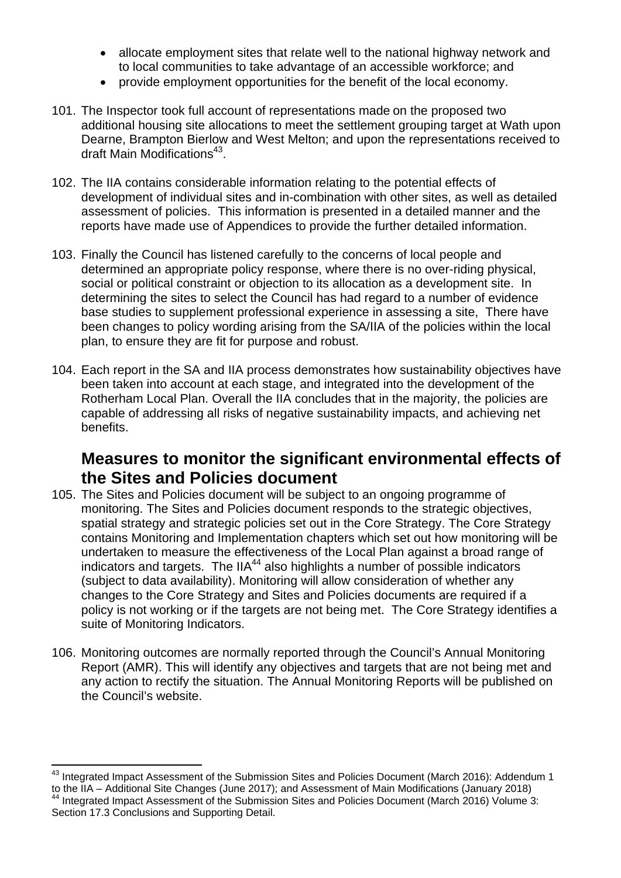- allocate employment sites that relate well to the national highway network and to local communities to take advantage of an accessible workforce; and
- provide employment opportunities for the benefit of the local economy.

101. The Inspector took full account of representations made on the proposed two additional housing site allocations to meet the settlement grouping target at Wath upon Dearne, Brampton Bierlow and West Melton; and upon the representations received to draft Main Modifications[43].

102. The IIA contains considerable information relating to the potential effects of development of individual sites and in-combination with other sites, as well as detailed assessment of policies. This information is presented in a detailed manner and the reports have made use of Appendices to provide the further detailed information.

103. Finally the Council has listened carefully to the concerns of local people and determined an appropriate policy response, where there is no over-riding physical, social or political constraint or objection to its allocation as a development site. In determining the sites to select the Council has had regard to a number of evidence base studies to supplement professional experience in assessing a site, There have been changes to policy wording arising from the SA/IIA of the policies within the local plan, to ensure they are fit for purpose and robust.

104. Each report in the SA and IIA process demonstrates how sustainability objectives have been taken into account at each stage, and integrated into the development of the Rotherham Local Plan. Overall the IIA concludes that in the majority, the policies are capable of addressing all risks of negative sustainability impacts, and achieving net benefits.

## Measures to monitor the significant environmental effects of the Sites and Policies document

105. The Sites and Policies document will be subject to an ongoing programme of monitoring. The Sites and Policies document responds to the strategic objectives, spatial strategy and strategic policies set out in the Core Strategy. The Core Strategy contains Monitoring and Implementation chapters which set out how monitoring will be undertaken to measure the effectiveness of the Local Plan against a broad range of indicators and targets. The IIA[44] also highlights a number of possible indicators (subject to data availability). Monitoring will allow consideration of whether any changes to the Core Strategy and Sites and Policies documents are required if a policy is not working or if the targets are not being met. The Core Strategy identifies a suite of Monitoring Indicators.

106. Monitoring outcomes are normally reported through the Council's Annual Monitoring Report (AMR). This will identify any objectives and targets that are not being met and any action to rectify the situation. The Annual Monitoring Reports will be published on the Council's website.

---

[43] Integrated Impact Assessment of the Submission Sites and Policies Document (March 2016): Addendum 1 to the IIA – Additional Site Changes (June 2017); and Assessment of Main Modifications (January 2018)

[44] Integrated Impact Assessment of the Submission Sites and Policies Document (March 2016) Volume 3: Section 17.3 Conclusions and Supporting Detail.